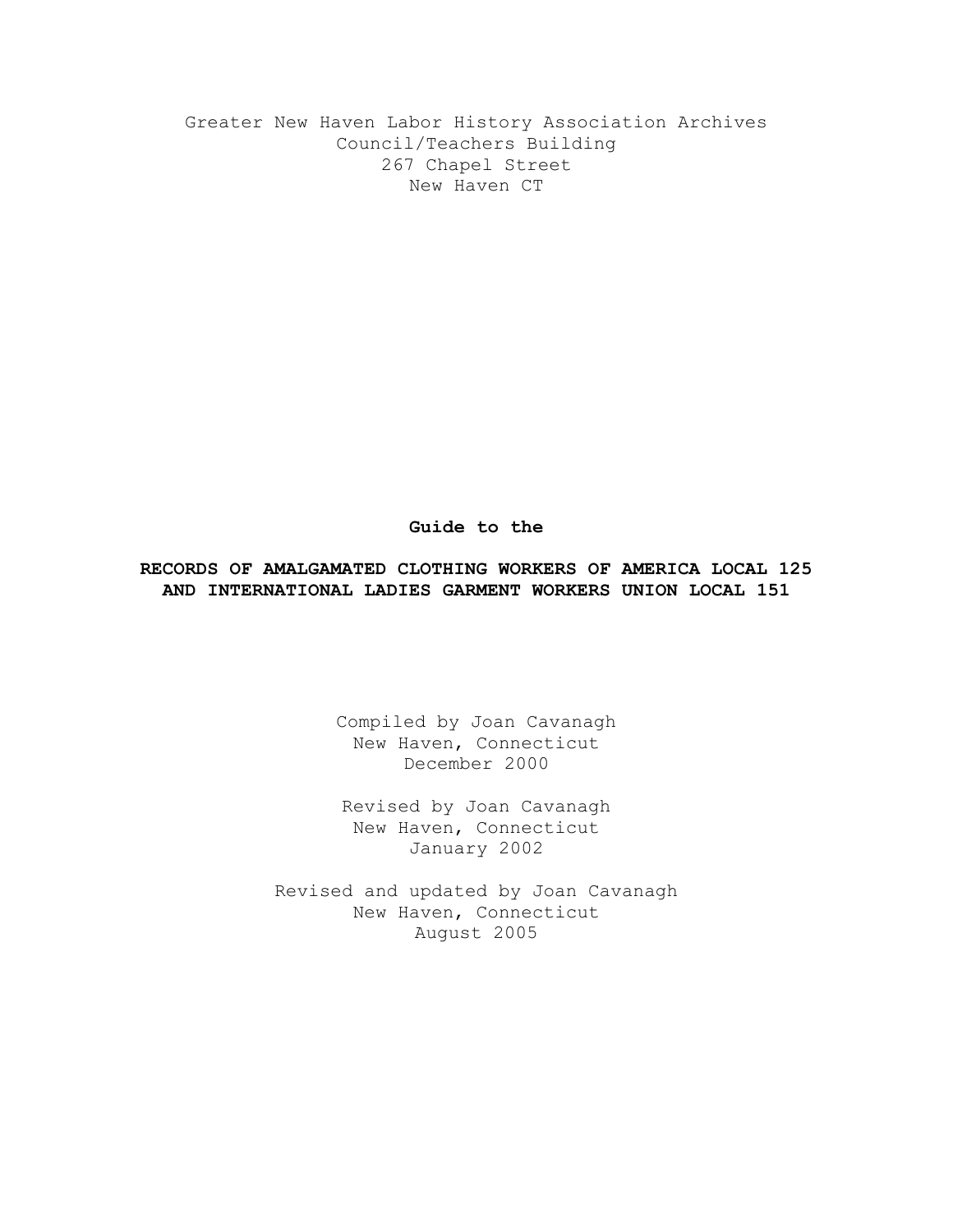Greater New Haven Labor History Association Archives
Council/Teachers Building
267 Chapel Street
New Haven CT

**Guide to the**

# RECORDS OF AMALGAMATED CLOTHING WORKERS OF AMERICA LOCAL 125 AND INTERNATIONAL LADIES GARMENT WORKERS UNION LOCAL 151

Compiled by Joan Cavanagh
New Haven, Connecticut
December 2000

Revised by Joan Cavanagh
New Haven, Connecticut
January 2002

Revised and updated by Joan Cavanagh
New Haven, Connecticut
August 2005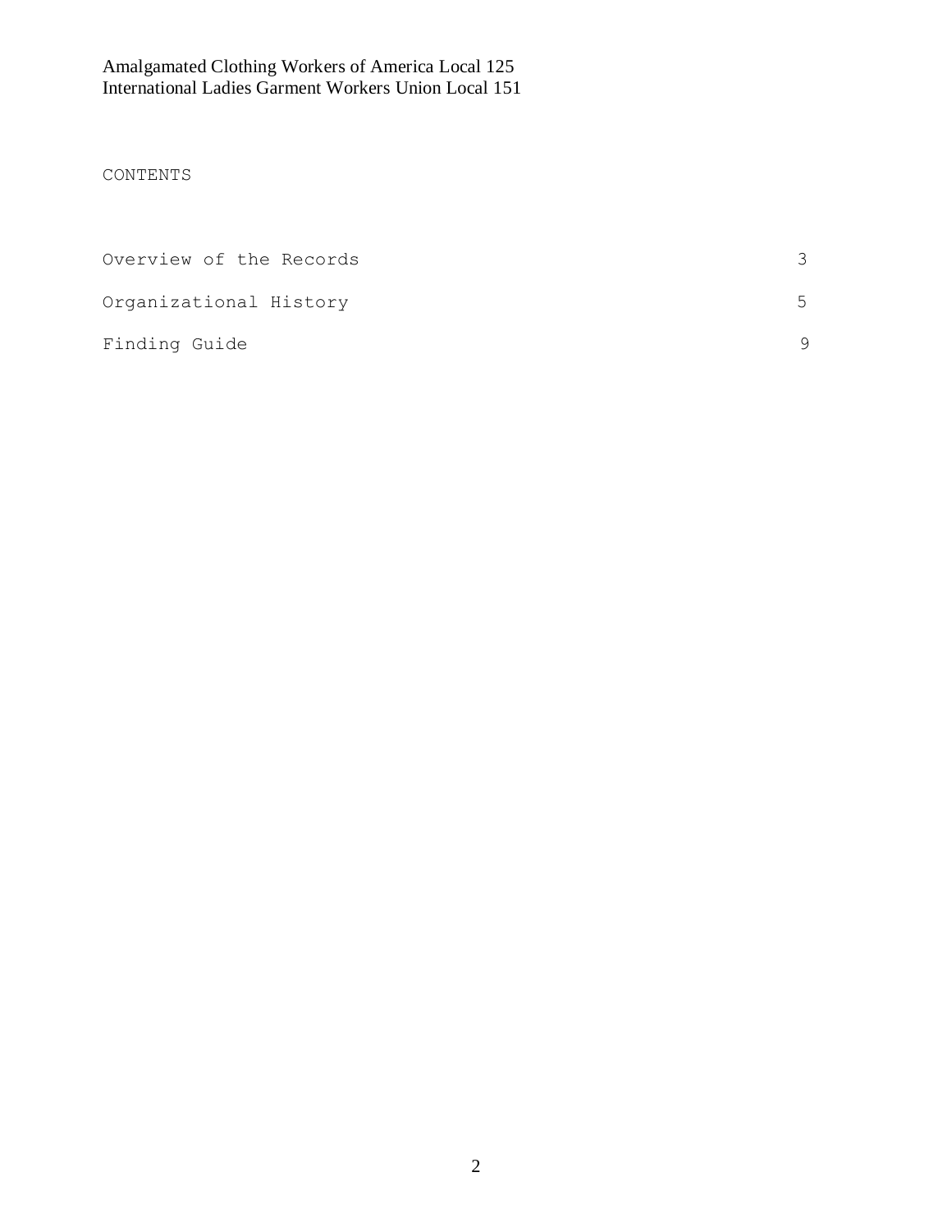Amalgamated Clothing Workers of America Local 125
International Ladies Garment Workers Union Local 151

CONTENTS

| | |
|---|---|
| Overview of the Records | 3 |
| Organizational History | 5 |
| Finding Guide | 9 |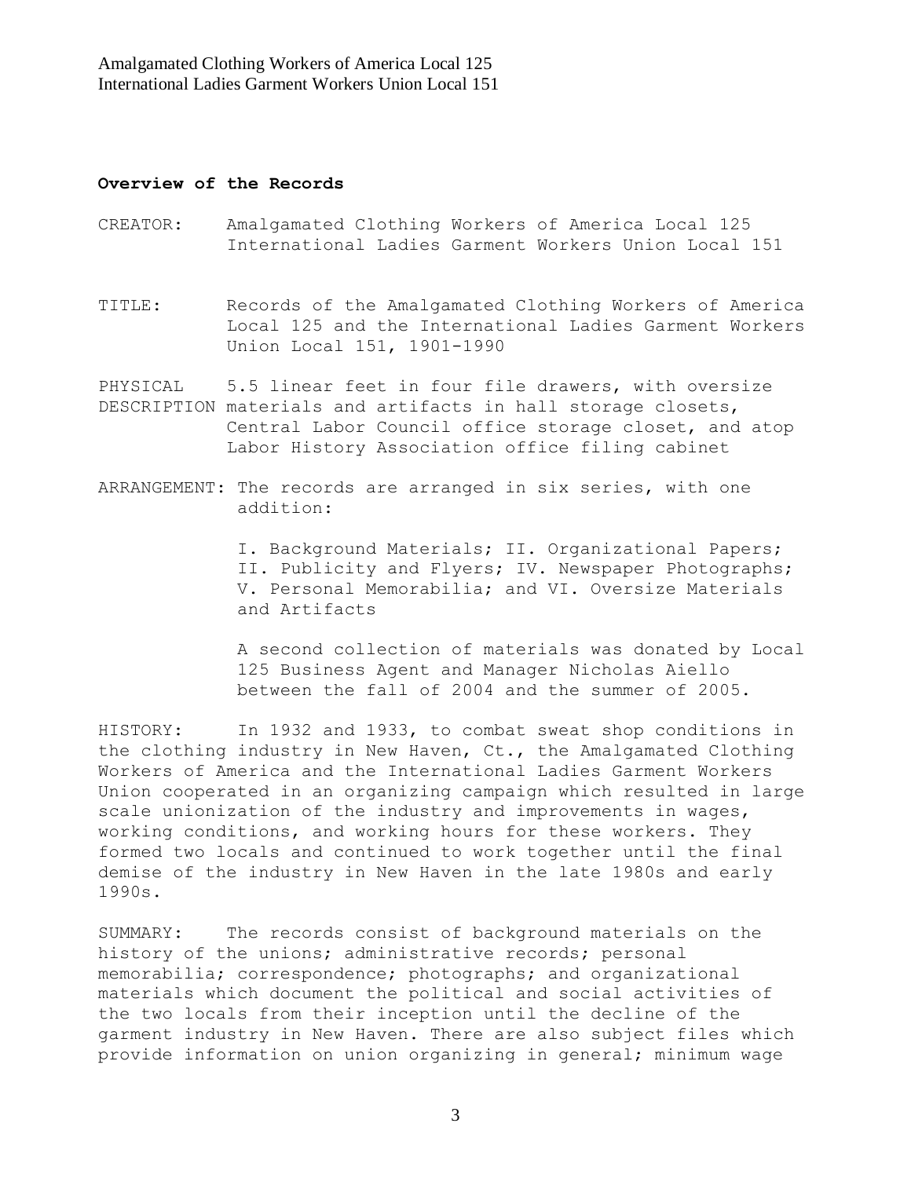## Overview of the Records

CREATOR: Amalgamated Clothing Workers of America Local 125 International Ladies Garment Workers Union Local 151

TITLE: Records of the Amalgamated Clothing Workers of America Local 125 and the International Ladies Garment Workers Union Local 151, 1901-1990

PHYSICAL DESCRIPTION: 5.5 linear feet in four file drawers, with oversize materials and artifacts in hall storage closets, Central Labor Council office storage closet, and atop Labor History Association office filing cabinet

ARRANGEMENT: The records are arranged in six series, with one addition:

I. Background Materials; II. Organizational Papers; II. Publicity and Flyers; IV. Newspaper Photographs; V. Personal Memorabilia; and VI. Oversize Materials and Artifacts

A second collection of materials was donated by Local 125 Business Agent and Manager Nicholas Aiello between the fall of 2004 and the summer of 2005.

HISTORY: In 1932 and 1933, to combat sweat shop conditions in the clothing industry in New Haven, Ct., the Amalgamated Clothing Workers of America and the International Ladies Garment Workers Union cooperated in an organizing campaign which resulted in large scale unionization of the industry and improvements in wages, working conditions, and working hours for these workers. They formed two locals and continued to work together until the final demise of the industry in New Haven in the late 1980s and early 1990s.

SUMMARY: The records consist of background materials on the history of the unions; administrative records; personal memorabilia; correspondence; photographs; and organizational materials which document the political and social activities of the two locals from their inception until the decline of the garment industry in New Haven. There are also subject files which provide information on union organizing in general; minimum wage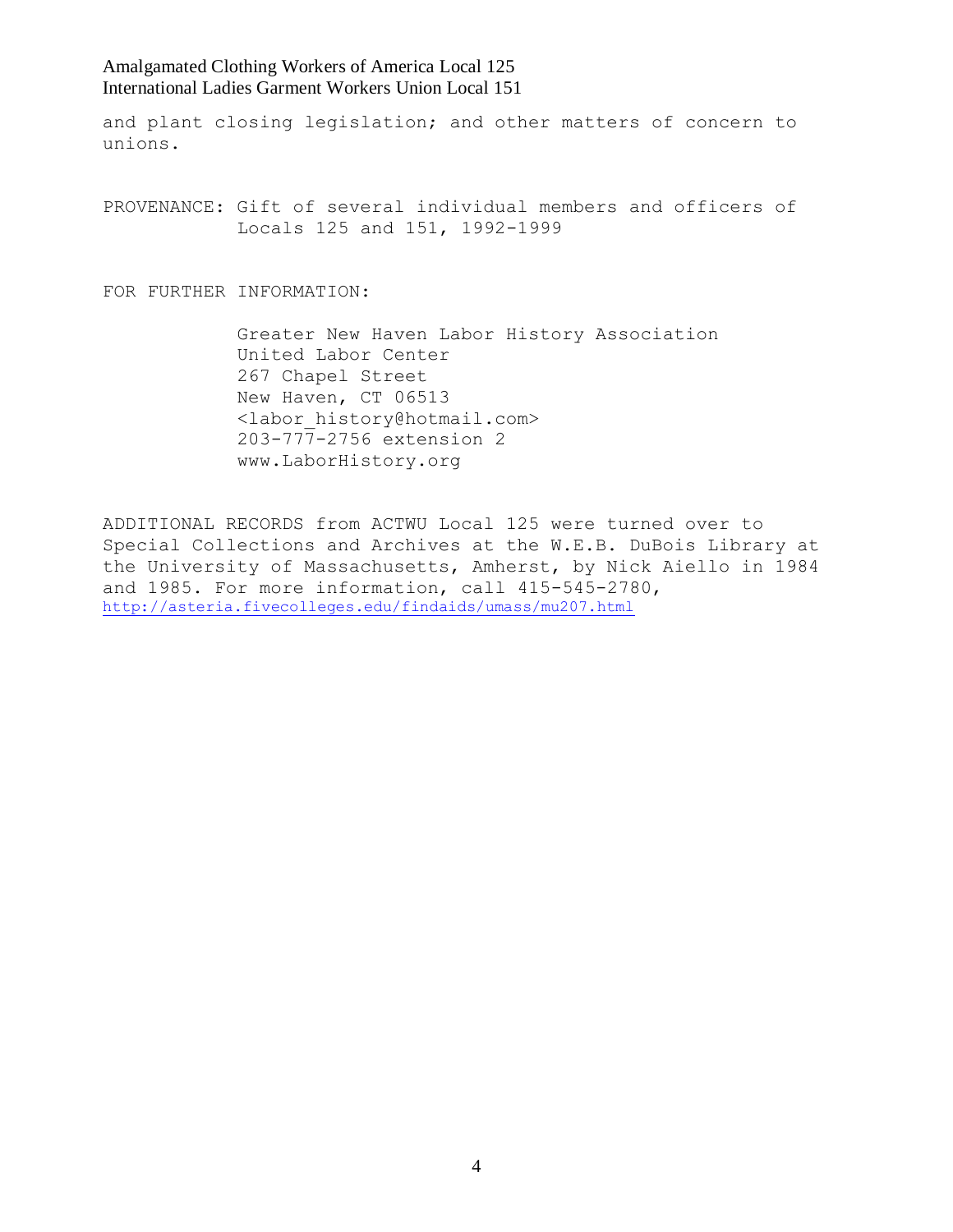and plant closing legislation; and other matters of concern to unions.

PROVENANCE: Gift of several individual members and officers of Locals 125 and 151, 1992-1999

FOR FURTHER INFORMATION:

Greater New Haven Labor History Association
United Labor Center
267 Chapel Street
New Haven, CT 06513
<labor_history@hotmail.com>
203-777-2756 extension 2
www.LaborHistory.org

ADDITIONAL RECORDS from ACTWU Local 125 were turned over to Special Collections and Archives at the W.E.B. DuBois Library at the University of Massachusetts, Amherst, by Nick Aiello in 1984 and 1985. For more information, call 415-545-2780, http://asteria.fivecolleges.edu/findaids/umass/mu207.html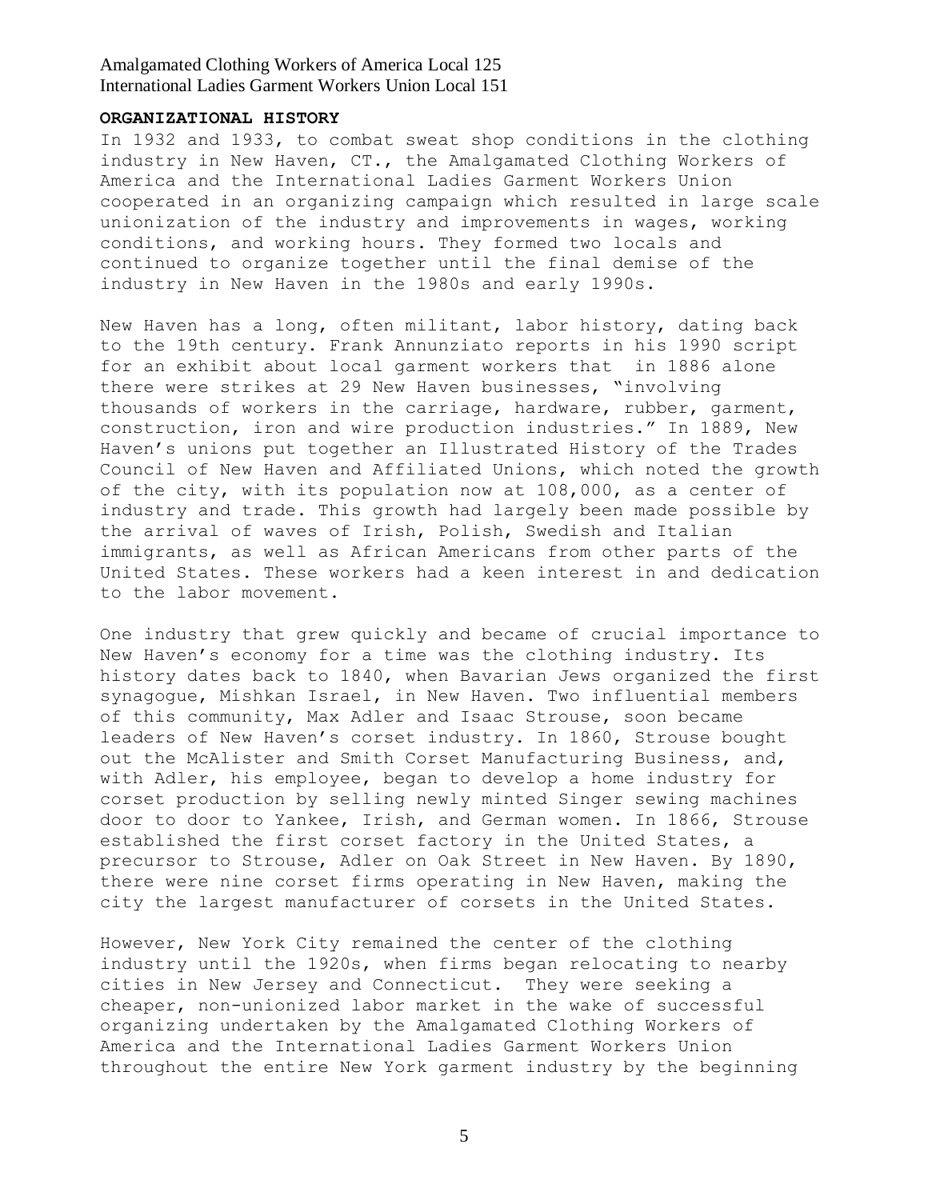Amalgamated Clothing Workers of America Local 125
International Ladies Garment Workers Union Local 151

**ORGANIZATIONAL HISTORY**

In 1932 and 1933, to combat sweat shop conditions in the clothing industry in New Haven, CT., the Amalgamated Clothing Workers of America and the International Ladies Garment Workers Union cooperated in an organizing campaign which resulted in large scale unionization of the industry and improvements in wages, working conditions, and working hours. They formed two locals and continued to organize together until the final demise of the industry in New Haven in the 1980s and early 1990s.

New Haven has a long, often militant, labor history, dating back to the 19th century. Frank Annunziato reports in his 1990 script for an exhibit about local garment workers that in 1886 alone there were strikes at 29 New Haven businesses, "involving thousands of workers in the carriage, hardware, rubber, garment, construction, iron and wire production industries." In 1889, New Haven's unions put together an Illustrated History of the Trades Council of New Haven and Affiliated Unions, which noted the growth of the city, with its population now at 108,000, as a center of industry and trade. This growth had largely been made possible by the arrival of waves of Irish, Polish, Swedish and Italian immigrants, as well as African Americans from other parts of the United States. These workers had a keen interest in and dedication to the labor movement.

One industry that grew quickly and became of crucial importance to New Haven's economy for a time was the clothing industry. Its history dates back to 1840, when Bavarian Jews organized the first synagogue, Mishkan Israel, in New Haven. Two influential members of this community, Max Adler and Isaac Strouse, soon became leaders of New Haven's corset industry. In 1860, Strouse bought out the McAlister and Smith Corset Manufacturing Business, and, with Adler, his employee, began to develop a home industry for corset production by selling newly minted Singer sewing machines door to door to Yankee, Irish, and German women. In 1866, Strouse established the first corset factory in the United States, a precursor to Strouse, Adler on Oak Street in New Haven. By 1890, there were nine corset firms operating in New Haven, making the city the largest manufacturer of corsets in the United States.

However, New York City remained the center of the clothing industry until the 1920s, when firms began relocating to nearby cities in New Jersey and Connecticut. They were seeking a cheaper, non-unionized labor market in the wake of successful organizing undertaken by the Amalgamated Clothing Workers of America and the International Ladies Garment Workers Union throughout the entire New York garment industry by the beginning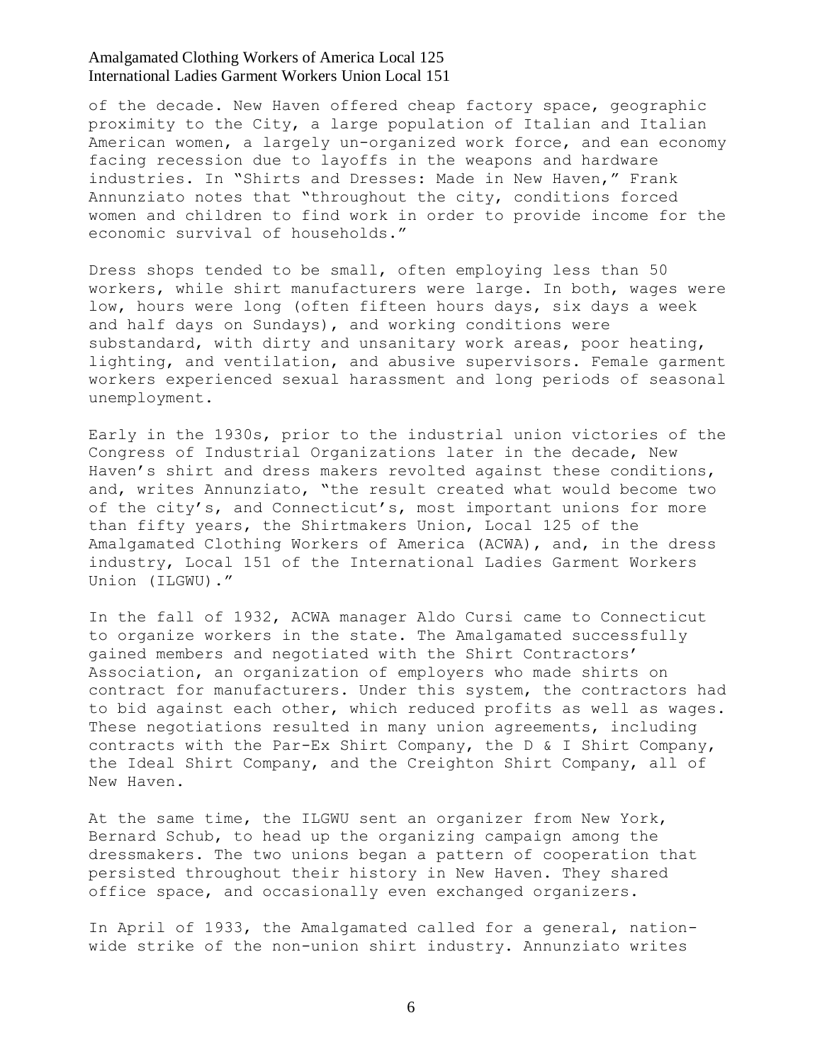of the decade. New Haven offered cheap factory space, geographic proximity to the City, a large population of Italian and Italian American women, a largely un-organized work force, and ean economy facing recession due to layoffs in the weapons and hardware industries. In "Shirts and Dresses: Made in New Haven," Frank Annunziato notes that "throughout the city, conditions forced women and children to find work in order to provide income for the economic survival of households."

Dress shops tended to be small, often employing less than 50 workers, while shirt manufacturers were large. In both, wages were low, hours were long (often fifteen hours days, six days a week and half days on Sundays), and working conditions were substandard, with dirty and unsanitary work areas, poor heating, lighting, and ventilation, and abusive supervisors. Female garment workers experienced sexual harassment and long periods of seasonal unemployment.

Early in the 1930s, prior to the industrial union victories of the Congress of Industrial Organizations later in the decade, New Haven's shirt and dress makers revolted against these conditions, and, writes Annunziato, "the result created what would become two of the city's, and Connecticut's, most important unions for more than fifty years, the Shirtmakers Union, Local 125 of the Amalgamated Clothing Workers of America (ACWA), and, in the dress industry, Local 151 of the International Ladies Garment Workers Union (ILGWU)."

In the fall of 1932, ACWA manager Aldo Cursi came to Connecticut to organize workers in the state. The Amalgamated successfully gained members and negotiated with the Shirt Contractors' Association, an organization of employers who made shirts on contract for manufacturers. Under this system, the contractors had to bid against each other, which reduced profits as well as wages. These negotiations resulted in many union agreements, including contracts with the Par-Ex Shirt Company, the D & I Shirt Company, the Ideal Shirt Company, and the Creighton Shirt Company, all of New Haven.

At the same time, the ILGWU sent an organizer from New York, Bernard Schub, to head up the organizing campaign among the dressmakers. The two unions began a pattern of cooperation that persisted throughout their history in New Haven. They shared office space, and occasionally even exchanged organizers.

In April of 1933, the Amalgamated called for a general, nation-wide strike of the non-union shirt industry. Annunziato writes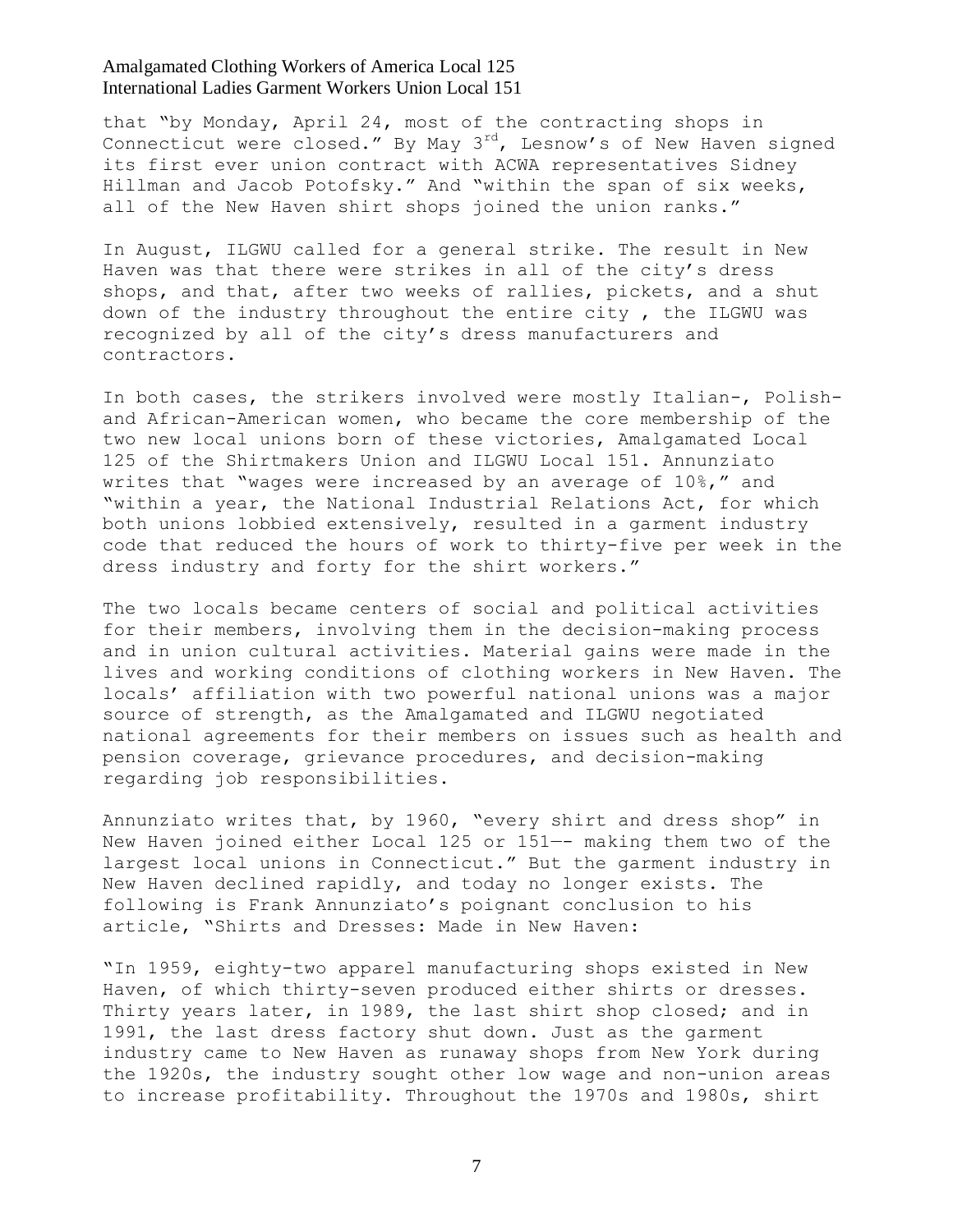that "by Monday, April 24, most of the contracting shops in Connecticut were closed." By May 3rd, Lesnow's of New Haven signed its first ever union contract with ACWA representatives Sidney Hillman and Jacob Potofsky." And "within the span of six weeks, all of the New Haven shirt shops joined the union ranks."

In August, ILGWU called for a general strike. The result in New Haven was that there were strikes in all of the city's dress shops, and that, after two weeks of rallies, pickets, and a shut down of the industry throughout the entire city , the ILGWU was recognized by all of the city's dress manufacturers and contractors.

In both cases, the strikers involved were mostly Italian-, Polish- and African-American women, who became the core membership of the two new local unions born of these victories, Amalgamated Local 125 of the Shirtmakers Union and ILGWU Local 151. Annunziato writes that "wages were increased by an average of 10%," and "within a year, the National Industrial Relations Act, for which both unions lobbied extensively, resulted in a garment industry code that reduced the hours of work to thirty-five per week in the dress industry and forty for the shirt workers."

The two locals became centers of social and political activities for their members, involving them in the decision-making process and in union cultural activities. Material gains were made in the lives and working conditions of clothing workers in New Haven. The locals' affiliation with two powerful national unions was a major source of strength, as the Amalgamated and ILGWU negotiated national agreements for their members on issues such as health and pension coverage, grievance procedures, and decision-making regarding job responsibilities.

Annunziato writes that, by 1960, "every shirt and dress shop" in New Haven joined either Local 125 or 151—- making them two of the largest local unions in Connecticut." But the garment industry in New Haven declined rapidly, and today no longer exists. The following is Frank Annunziato's poignant conclusion to his article, "Shirts and Dresses: Made in New Haven:

"In 1959, eighty-two apparel manufacturing shops existed in New Haven, of which thirty-seven produced either shirts or dresses. Thirty years later, in 1989, the last shirt shop closed; and in 1991, the last dress factory shut down. Just as the garment industry came to New Haven as runaway shops from New York during the 1920s, the industry sought other low wage and non-union areas to increase profitability. Throughout the 1970s and 1980s, shirt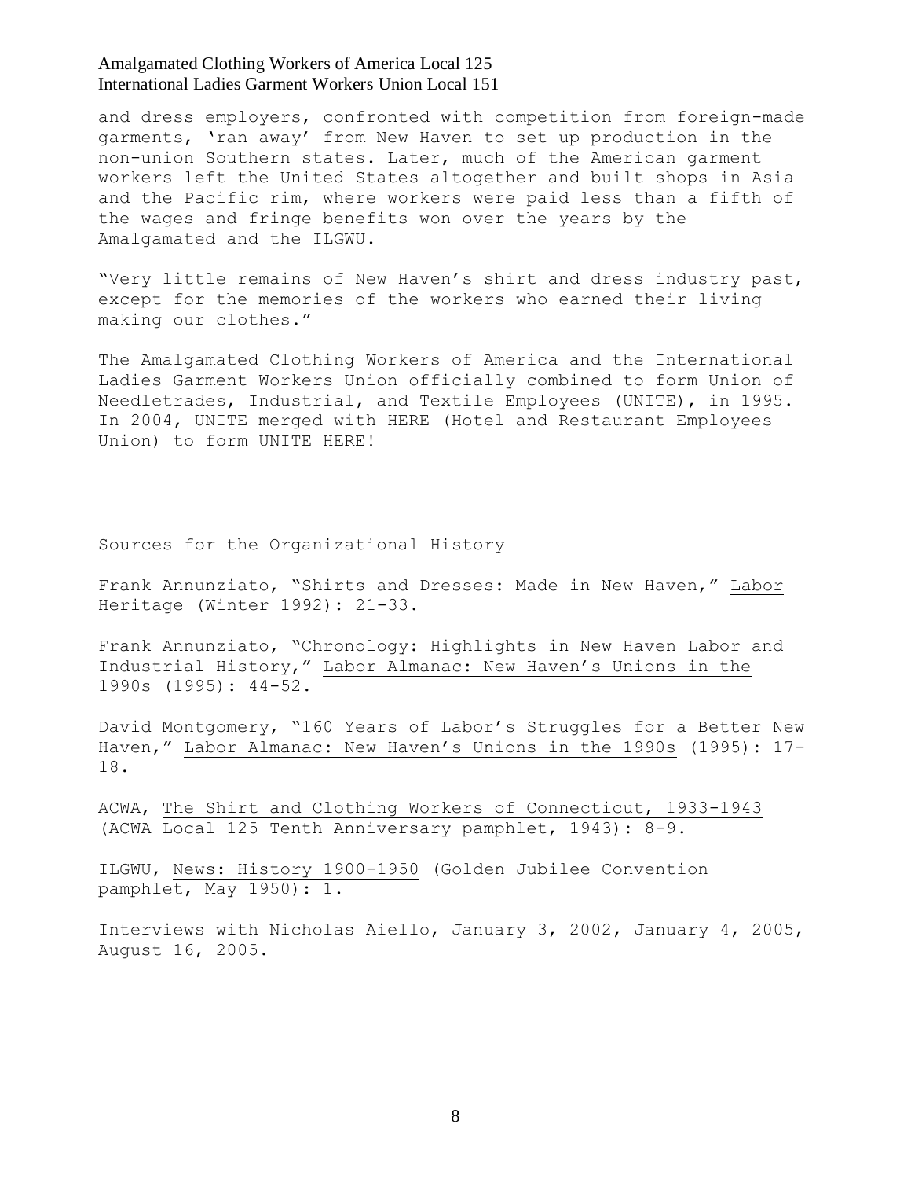and dress employers, confronted with competition from foreign-made garments, 'ran away' from New Haven to set up production in the non-union Southern states. Later, much of the American garment workers left the United States altogether and built shops in Asia and the Pacific rim, where workers were paid less than a fifth of the wages and fringe benefits won over the years by the Amalgamated and the ILGWU.

"Very little remains of New Haven's shirt and dress industry past, except for the memories of the workers who earned their living making our clothes."

The Amalgamated Clothing Workers of America and the International Ladies Garment Workers Union officially combined to form Union of Needletrades, Industrial, and Textile Employees (UNITE), in 1995. In 2004, UNITE merged with HERE (Hotel and Restaurant Employees Union) to form UNITE HERE!

---

Sources for the Organizational History

Frank Annunziato, "Shirts and Dresses: Made in New Haven," Labor Heritage (Winter 1992): 21-33.

Frank Annunziato, "Chronology: Highlights in New Haven Labor and Industrial History," Labor Almanac: New Haven's Unions in the 1990s (1995): 44-52.

David Montgomery, "160 Years of Labor's Struggles for a Better New Haven," Labor Almanac: New Haven's Unions in the 1990s (1995): 17-18.

ACWA, The Shirt and Clothing Workers of Connecticut, 1933-1943 (ACWA Local 125 Tenth Anniversary pamphlet, 1943): 8-9.

ILGWU, News: History 1900-1950 (Golden Jubilee Convention pamphlet, May 1950): 1.

Interviews with Nicholas Aiello, January 3, 2002, January 4, 2005, August 16, 2005.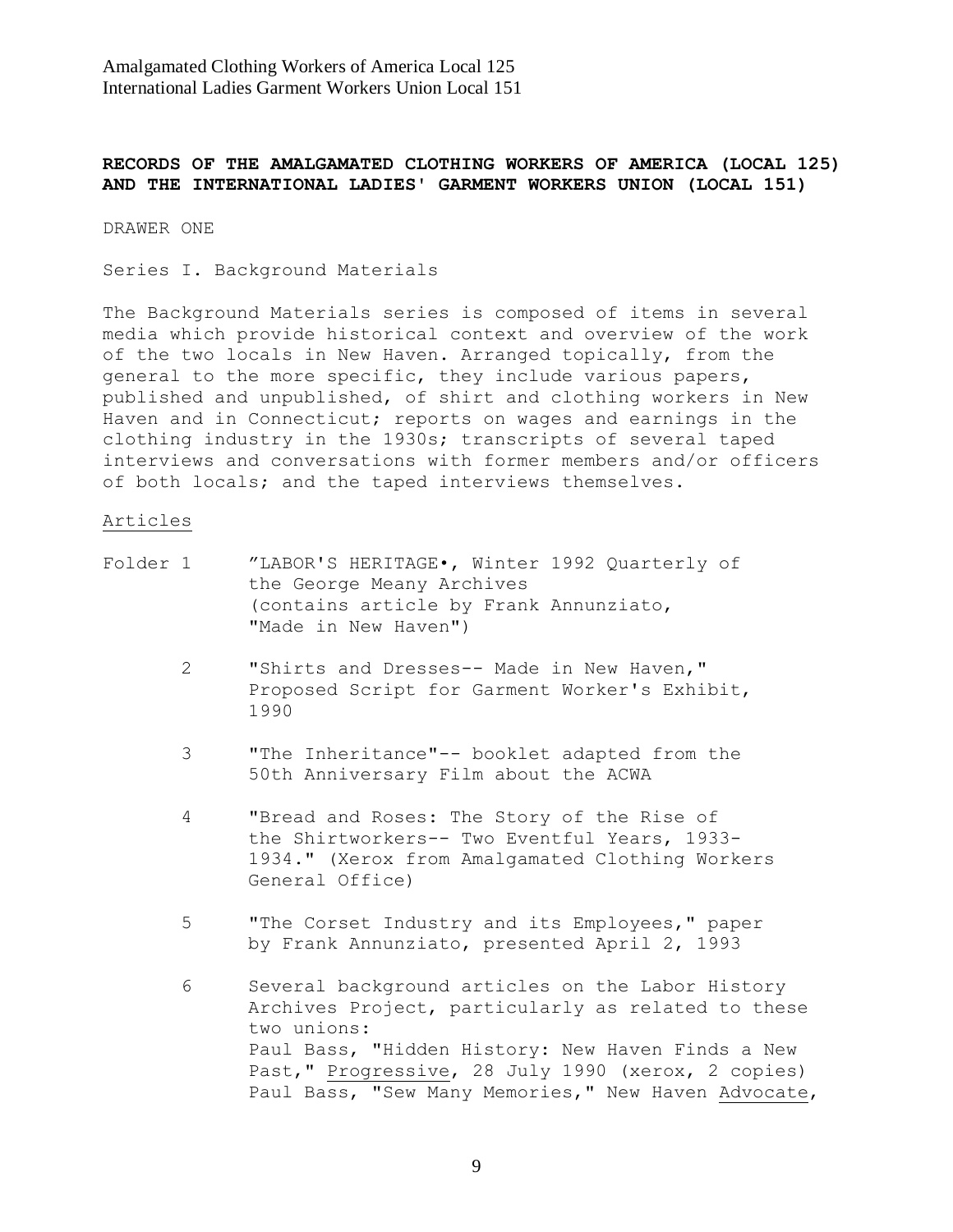Amalgamated Clothing Workers of America Local 125
International Ladies Garment Workers Union Local 151

**RECORDS OF THE AMALGAMATED CLOTHING WORKERS OF AMERICA (LOCAL 125) AND THE INTERNATIONAL LADIES' GARMENT WORKERS UNION (LOCAL 151)**

DRAWER ONE

Series I. Background Materials

The Background Materials series is composed of items in several media which provide historical context and overview of the work of the two locals in New Haven. Arranged topically, from the general to the more specific, they include various papers, published and unpublished, of shirt and clothing workers in New Haven and in Connecticut; reports on wages and earnings in the clothing industry in the 1930s; transcripts of several taped interviews and conversations with former members and/or officers of both locals; and the taped interviews themselves.

Articles

Folder 1 "LABOR'S HERITAGE•, Winter 1992 Quarterly of the George Meany Archives (contains article by Frank Annunziato, "Made in New Haven")

2 "Shirts and Dresses-- Made in New Haven," Proposed Script for Garment Worker's Exhibit, 1990

3 "The Inheritance"-- booklet adapted from the 50th Anniversary Film about the ACWA

4 "Bread and Roses: The Story of the Rise of the Shirtworkers-- Two Eventful Years, 1933-1934." (Xerox from Amalgamated Clothing Workers General Office)

5 "The Corset Industry and its Employees," paper by Frank Annunziato, presented April 2, 1993

6 Several background articles on the Labor History Archives Project, particularly as related to these two unions:
Paul Bass, "Hidden History: New Haven Finds a New Past," Progressive, 28 July 1990 (xerox, 2 copies)
Paul Bass, "Sew Many Memories," New Haven Advocate,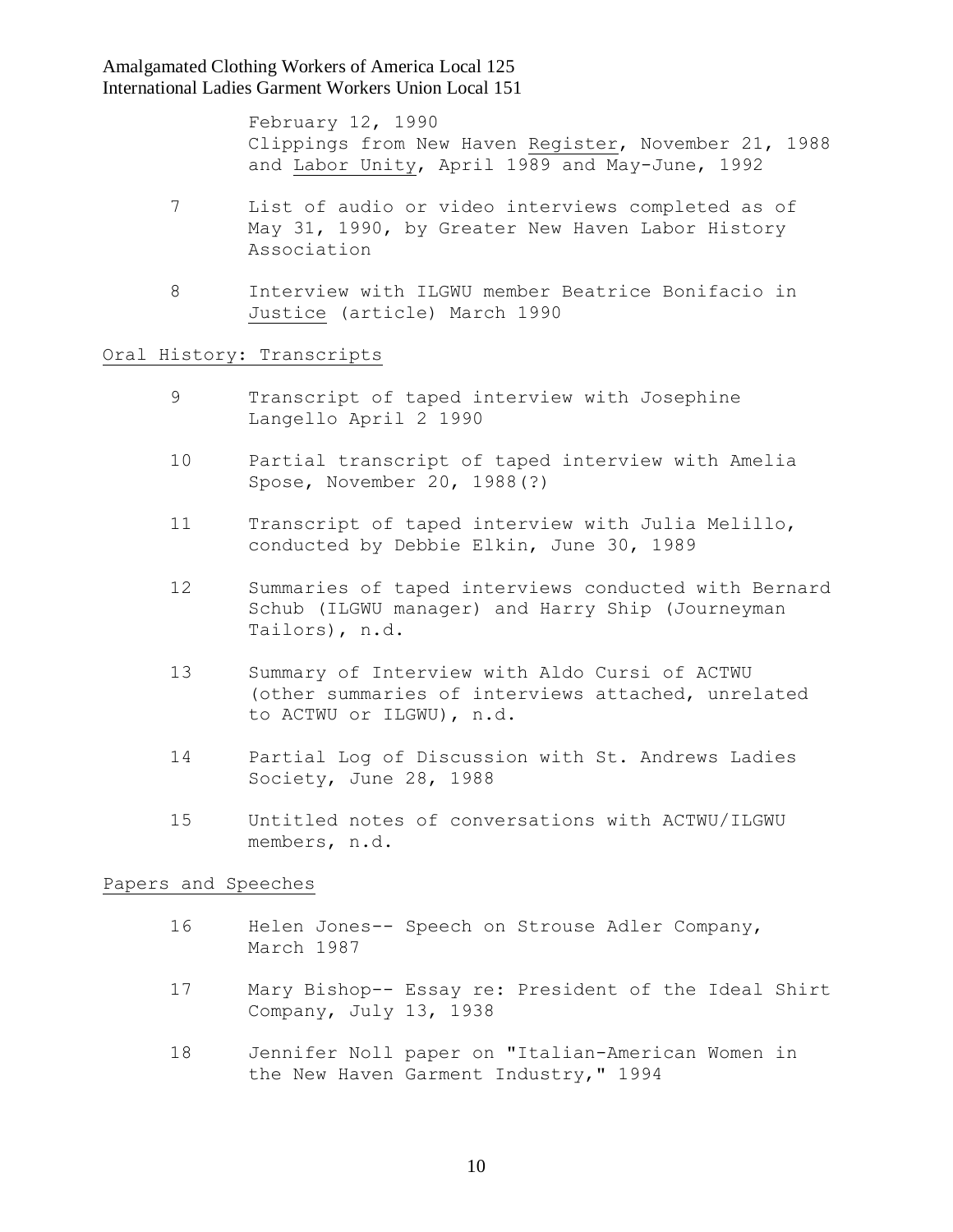February 12, 1990
Clippings from New Haven Register, November 21, 1988 and Labor Unity, April 1989 and May-June, 1992

7 List of audio or video interviews completed as of May 31, 1990, by Greater New Haven Labor History Association

8 Interview with ILGWU member Beatrice Bonifacio in Justice (article) March 1990

## Oral History: Transcripts

9 Transcript of taped interview with Josephine Langello April 2 1990

10 Partial transcript of taped interview with Amelia Spose, November 20, 1988(?)

11 Transcript of taped interview with Julia Melillo, conducted by Debbie Elkin, June 30, 1989

12 Summaries of taped interviews conducted with Bernard Schub (ILGWU manager) and Harry Ship (Journeyman Tailors), n.d.

13 Summary of Interview with Aldo Cursi of ACTWU (other summaries of interviews attached, unrelated to ACTWU or ILGWU), n.d.

14 Partial Log of Discussion with St. Andrews Ladies Society, June 28, 1988

15 Untitled notes of conversations with ACTWU/ILGWU members, n.d.

## Papers and Speeches

16 Helen Jones-- Speech on Strouse Adler Company, March 1987

17 Mary Bishop-- Essay re: President of the Ideal Shirt Company, July 13, 1938

18 Jennifer Noll paper on "Italian-American Women in the New Haven Garment Industry," 1994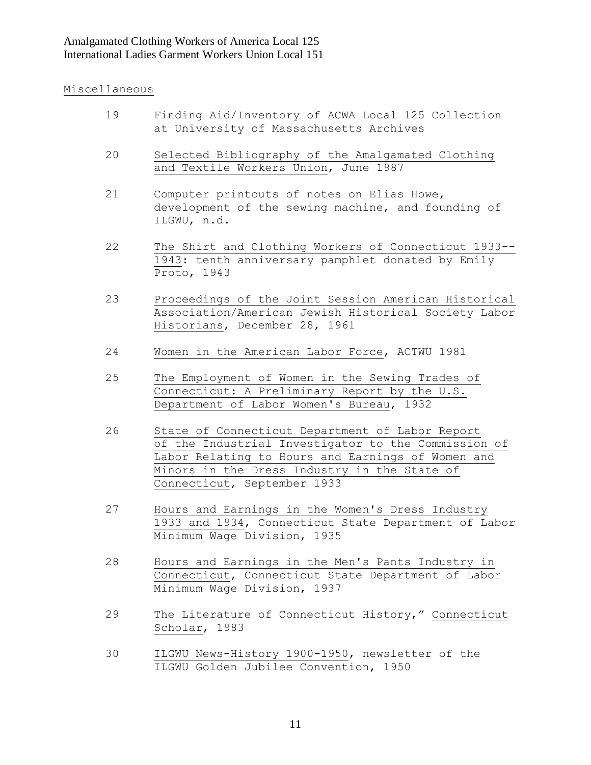Amalgamated Clothing Workers of America Local 125
International Ladies Garment Workers Union Local 151

Miscellaneous

19 Finding Aid/Inventory of ACWA Local 125 Collection at University of Massachusetts Archives

20 Selected Bibliography of the Amalgamated Clothing and Textile Workers Union, June 1987

21 Computer printouts of notes on Elias Howe, development of the sewing machine, and founding of ILGWU, n.d.

22 The Shirt and Clothing Workers of Connecticut 1933--1943: tenth anniversary pamphlet donated by Emily Proto, 1943

23 Proceedings of the Joint Session American Historical Association/American Jewish Historical Society Labor Historians, December 28, 1961

24 Women in the American Labor Force, ACTWU 1981

25 The Employment of Women in the Sewing Trades of Connecticut: A Preliminary Report by the U.S. Department of Labor Women's Bureau, 1932

26 State of Connecticut Department of Labor Report of the Industrial Investigator to the Commission of Labor Relating to Hours and Earnings of Women and Minors in the Dress Industry in the State of Connecticut, September 1933

27 Hours and Earnings in the Women's Dress Industry 1933 and 1934, Connecticut State Department of Labor Minimum Wage Division, 1935

28 Hours and Earnings in the Men's Pants Industry in Connecticut, Connecticut State Department of Labor Minimum Wage Division, 1937

29 The Literature of Connecticut History," Connecticut Scholar, 1983

30 ILGWU News-History 1900-1950, newsletter of the ILGWU Golden Jubilee Convention, 1950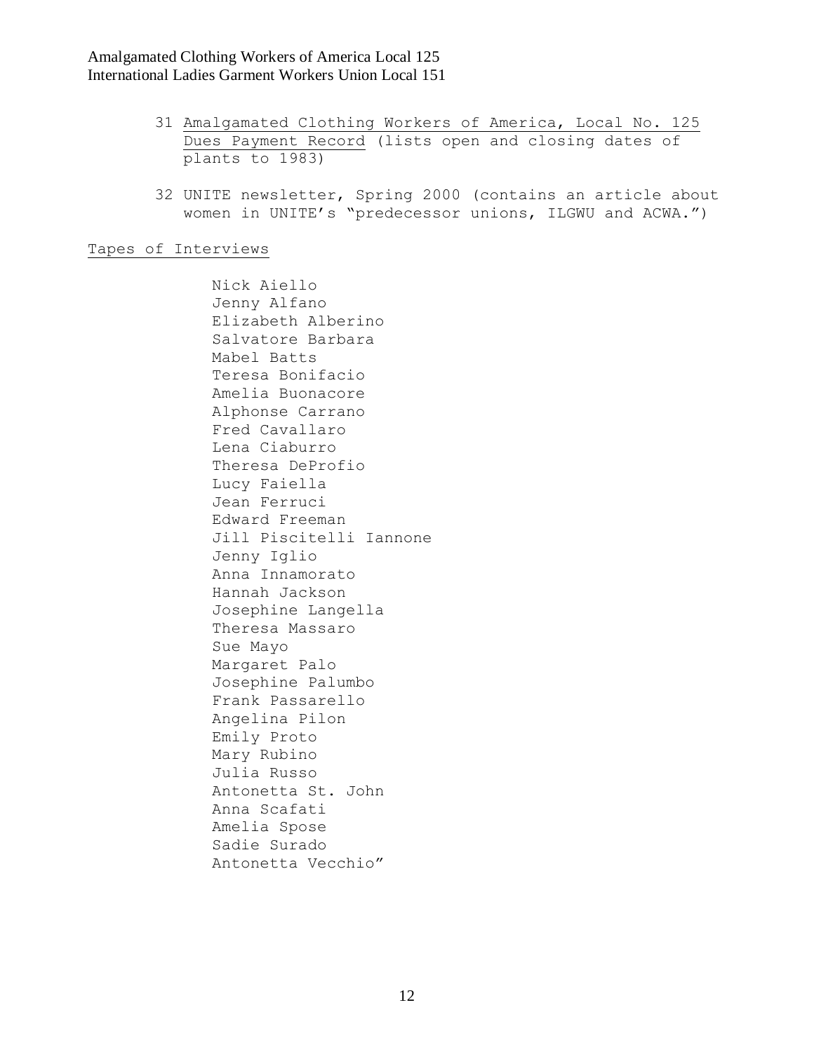31 Amalgamated Clothing Workers of America, Local No. 125 Dues Payment Record (lists open and closing dates of plants to 1983)

32 UNITE newsletter, Spring 2000 (contains an article about women in UNITE's "predecessor unions, ILGWU and ACWA.")

Tapes of Interviews

Nick Aiello
Jenny Alfano
Elizabeth Alberino
Salvatore Barbara
Mabel Batts
Teresa Bonifacio
Amelia Buonacore
Alphonse Carrano
Fred Cavallaro
Lena Ciaburro
Theresa DeProfio
Lucy Faiella
Jean Ferruci
Edward Freeman
Jill Piscitelli Iannone
Jenny Iglio
Anna Innamorato
Hannah Jackson
Josephine Langella
Theresa Massaro
Sue Mayo
Margaret Palo
Josephine Palumbo
Frank Passarello
Angelina Pilon
Emily Proto
Mary Rubino
Julia Russo
Antonetta St. John
Anna Scafati
Amelia Spose
Sadie Surado
Antonetta Vecchio"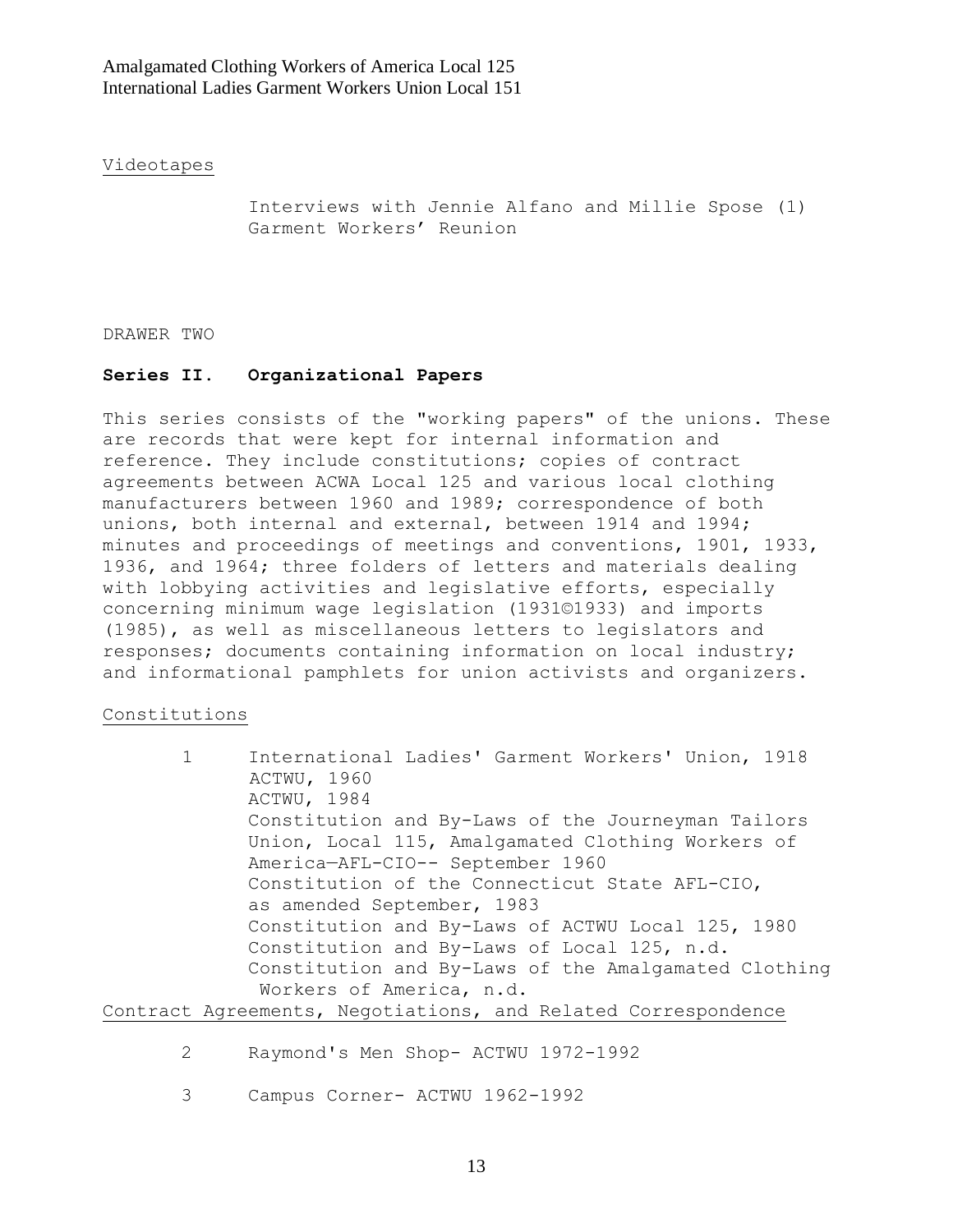Amalgamated Clothing Workers of America Local 125
International Ladies Garment Workers Union Local 151

Videotapes

Interviews with Jennie Alfano and Millie Spose (1)
Garment Workers' Reunion

DRAWER TWO

**Series II. Organizational Papers**

This series consists of the "working papers" of the unions. These are records that were kept for internal information and reference. They include constitutions; copies of contract agreements between ACWA Local 125 and various local clothing manufacturers between 1960 and 1989; correspondence of both unions, both internal and external, between 1914 and 1994; minutes and proceedings of meetings and conventions, 1901, 1933, 1936, and 1964; three folders of letters and materials dealing with lobbying activities and legislative efforts, especially concerning minimum wage legislation (1931©1933) and imports (1985), as well as miscellaneous letters to legislators and responses; documents containing information on local industry; and informational pamphlets for union activists and organizers.

Constitutions

1 International Ladies' Garment Workers' Union, 1918
ACTWU, 1960
ACTWU, 1984
Constitution and By-Laws of the Journeyman Tailors Union, Local 115, Amalgamated Clothing Workers of America—AFL-CIO-- September 1960
Constitution of the Connecticut State AFL-CIO, as amended September, 1983
Constitution and By-Laws of ACTWU Local 125, 1980
Constitution and By-Laws of Local 125, n.d.
Constitution and By-Laws of the Amalgamated Clothing Workers of America, n.d.

Contract Agreements, Negotiations, and Related Correspondence

2 Raymond's Men Shop- ACTWU 1972-1992

3 Campus Corner- ACTWU 1962-1992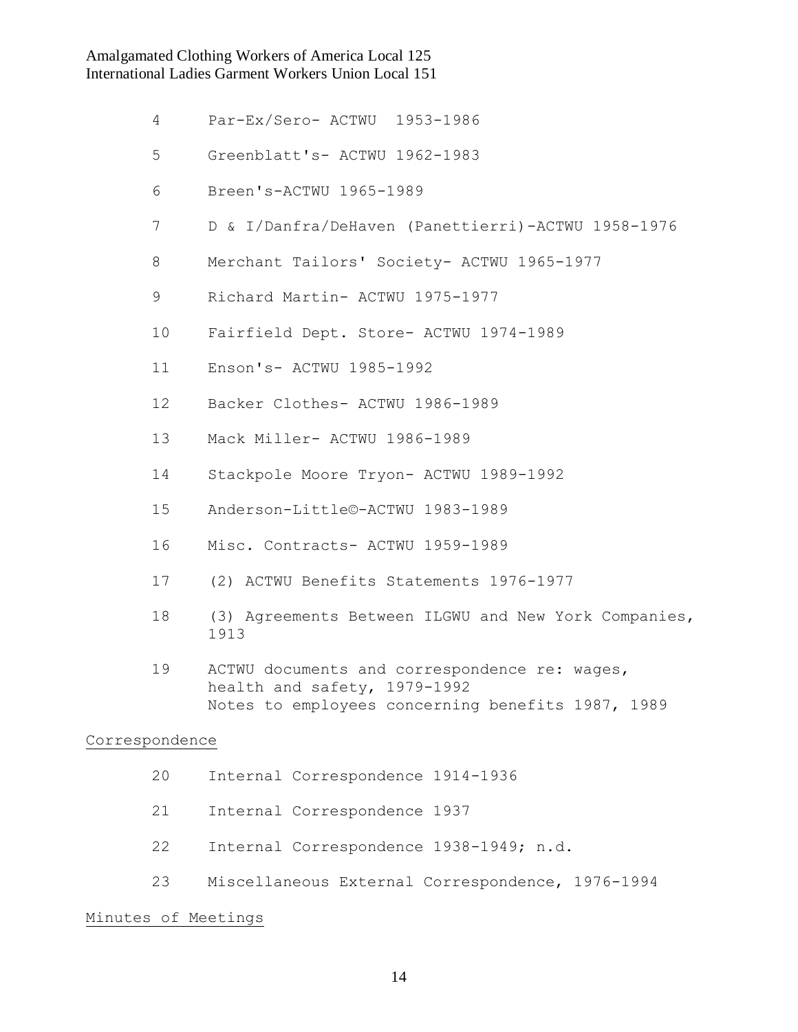4 Par-Ex/Sero- ACTWU 1953-1986

5 Greenblatt's- ACTWU 1962-1983

6 Breen's-ACTWU 1965-1989

7 D & I/Danfra/DeHaven (Panettierri)-ACTWU 1958-1976

8 Merchant Tailors' Society- ACTWU 1965-1977

9 Richard Martin- ACTWU 1975-1977

10 Fairfield Dept. Store- ACTWU 1974-1989

11 Enson's- ACTWU 1985-1992

12 Backer Clothes- ACTWU 1986-1989

13 Mack Miller- ACTWU 1986-1989

14 Stackpole Moore Tryon- ACTWU 1989-1992

15 Anderson-Little©-ACTWU 1983-1989

16 Misc. Contracts- ACTWU 1959-1989

17 (2) ACTWU Benefits Statements 1976-1977

18 (3) Agreements Between ILGWU and New York Companies, 1913

19 ACTWU documents and correspondence re: wages, health and safety, 1979-1992
Notes to employees concerning benefits 1987, 1989

<u>Correspondence</u>

20 Internal Correspondence 1914-1936

21 Internal Correspondence 1937

22 Internal Correspondence 1938-1949; n.d.

23 Miscellaneous External Correspondence, 1976-1994

<u>Minutes of Meetings</u>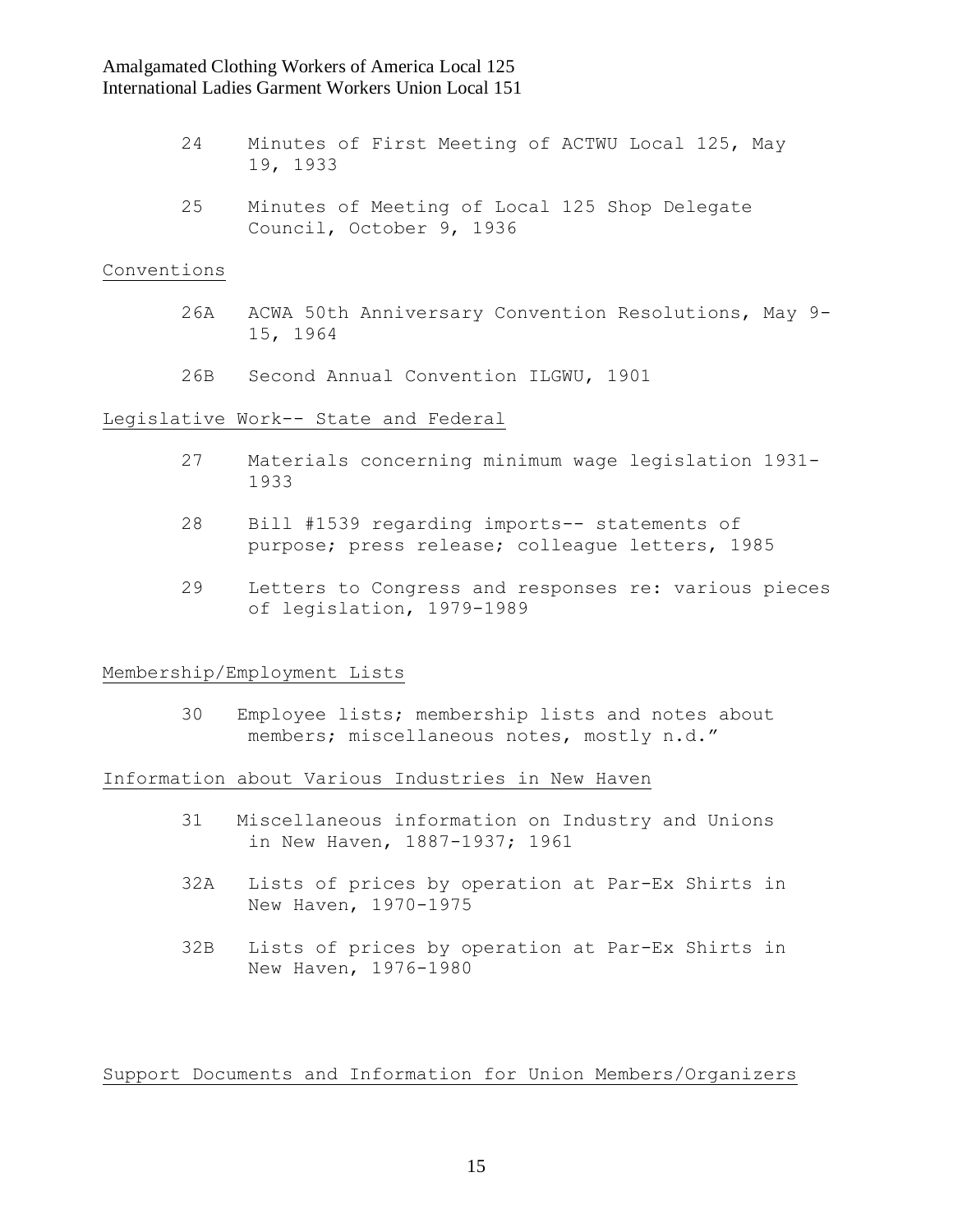24 Minutes of First Meeting of ACTWU Local 125, May 19, 1933

25 Minutes of Meeting of Local 125 Shop Delegate Council, October 9, 1936

## Conventions

26A ACWA 50th Anniversary Convention Resolutions, May 9-15, 1964

26B Second Annual Convention ILGWU, 1901

## Legislative Work-- State and Federal

27 Materials concerning minimum wage legislation 1931-1933

28 Bill #1539 regarding imports-- statements of purpose; press release; colleague letters, 1985

29 Letters to Congress and responses re: various pieces of legislation, 1979-1989

## Membership/Employment Lists

30 Employee lists; membership lists and notes about members; miscellaneous notes, mostly n.d."

## Information about Various Industries in New Haven

31 Miscellaneous information on Industry and Unions in New Haven, 1887-1937; 1961

32A Lists of prices by operation at Par-Ex Shirts in New Haven, 1970-1975

32B Lists of prices by operation at Par-Ex Shirts in New Haven, 1976-1980

## Support Documents and Information for Union Members/Organizers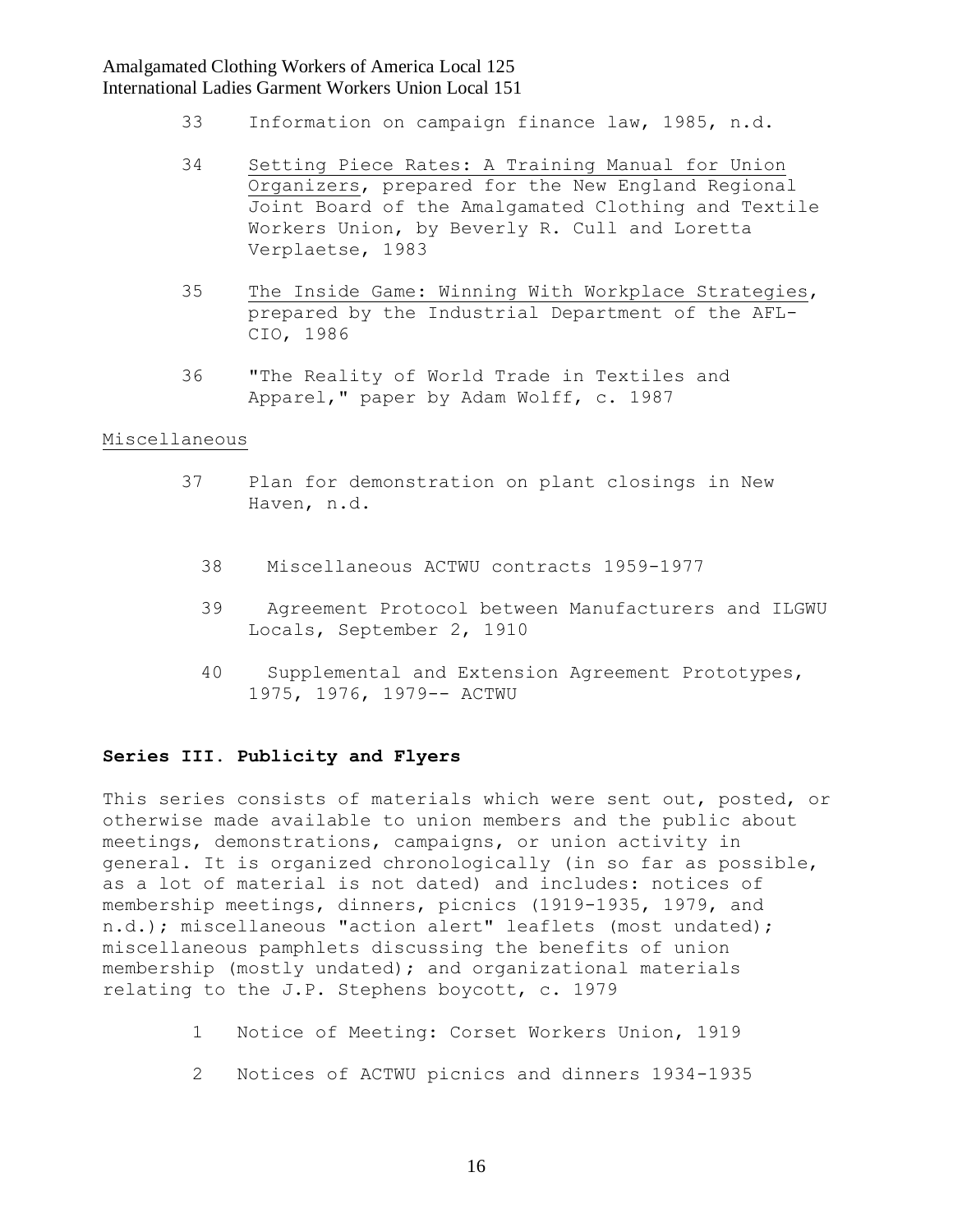33 Information on campaign finance law, 1985, n.d.

34 Setting Piece Rates: A Training Manual for Union Organizers, prepared for the New England Regional Joint Board of the Amalgamated Clothing and Textile Workers Union, by Beverly R. Cull and Loretta Verplaetse, 1983

35 The Inside Game: Winning With Workplace Strategies, prepared by the Industrial Department of the AFL-CIO, 1986

36 "The Reality of World Trade in Textiles and Apparel," paper by Adam Wolff, c. 1987

Miscellaneous

37 Plan for demonstration on plant closings in New Haven, n.d.

38 Miscellaneous ACTWU contracts 1959-1977

39 Agreement Protocol between Manufacturers and ILGWU Locals, September 2, 1910

40 Supplemental and Extension Agreement Prototypes, 1975, 1976, 1979-- ACTWU

### Series III. Publicity and Flyers

This series consists of materials which were sent out, posted, or otherwise made available to union members and the public about meetings, demonstrations, campaigns, or union activity in general. It is organized chronologically (in so far as possible, as a lot of material is not dated) and includes: notices of membership meetings, dinners, picnics (1919-1935, 1979, and n.d.); miscellaneous "action alert" leaflets (most undated); miscellaneous pamphlets discussing the benefits of union membership (mostly undated); and organizational materials relating to the J.P. Stephens boycott, c. 1979

1 Notice of Meeting: Corset Workers Union, 1919

2 Notices of ACTWU picnics and dinners 1934-1935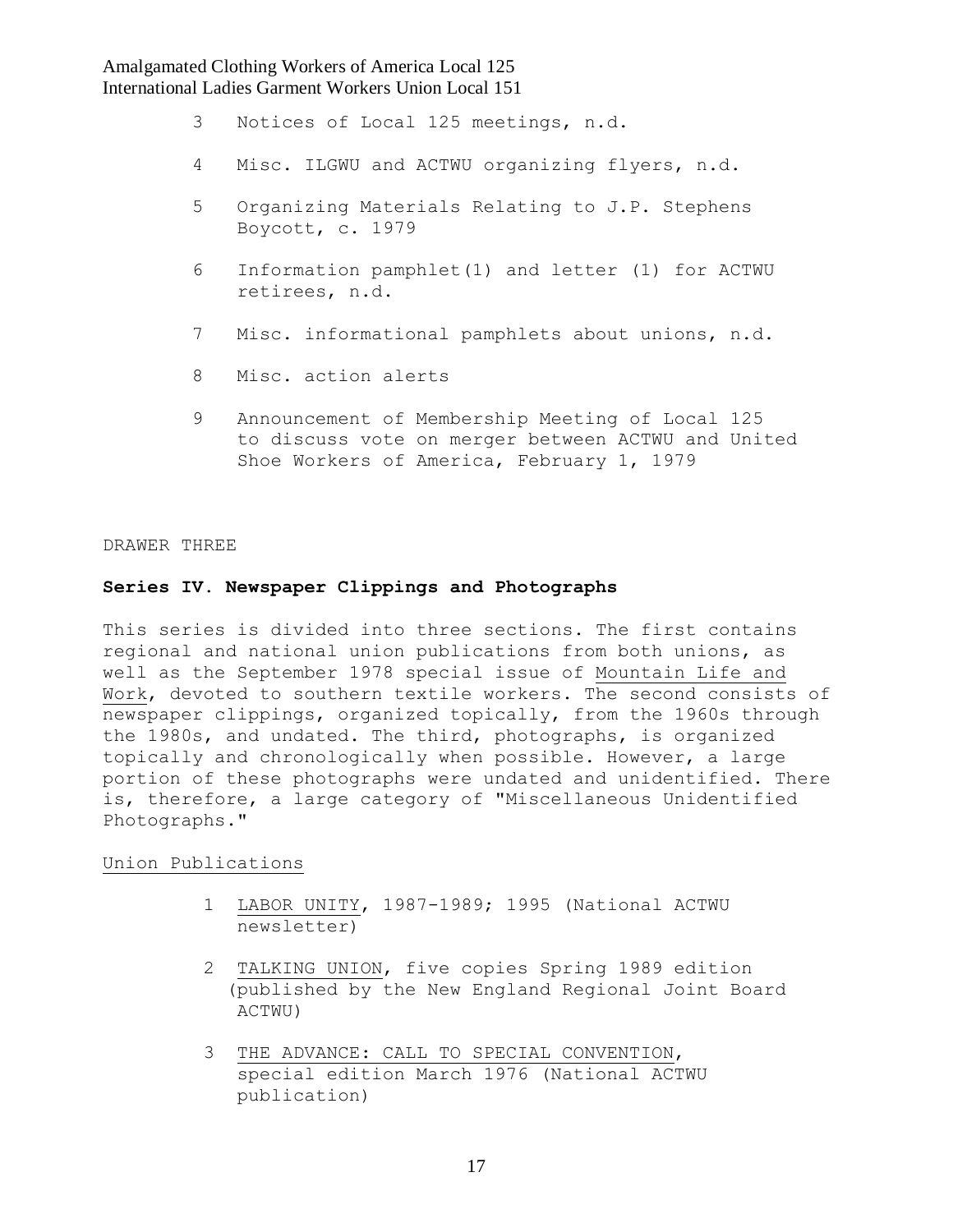3 Notices of Local 125 meetings, n.d.

4 Misc. ILGWU and ACTWU organizing flyers, n.d.

5 Organizing Materials Relating to J.P. Stephens Boycott, c. 1979

6 Information pamphlet(1) and letter (1) for ACTWU retirees, n.d.

7 Misc. informational pamphlets about unions, n.d.

8 Misc. action alerts

9 Announcement of Membership Meeting of Local 125 to discuss vote on merger between ACTWU and United Shoe Workers of America, February 1, 1979

DRAWER THREE

**Series IV. Newspaper Clippings and Photographs**

This series is divided into three sections. The first contains regional and national union publications from both unions, as well as the September 1978 special issue of Mountain Life and Work, devoted to southern textile workers. The second consists of newspaper clippings, organized topically, from the 1960s through the 1980s, and undated. The third, photographs, is organized topically and chronologically when possible. However, a large portion of these photographs were undated and unidentified. There is, therefore, a large category of "Miscellaneous Unidentified Photographs."

Union Publications

1 LABOR UNITY, 1987-1989; 1995 (National ACTWU newsletter)

2 TALKING UNION, five copies Spring 1989 edition (published by the New England Regional Joint Board ACTWU)

3 THE ADVANCE: CALL TO SPECIAL CONVENTION, special edition March 1976 (National ACTWU publication)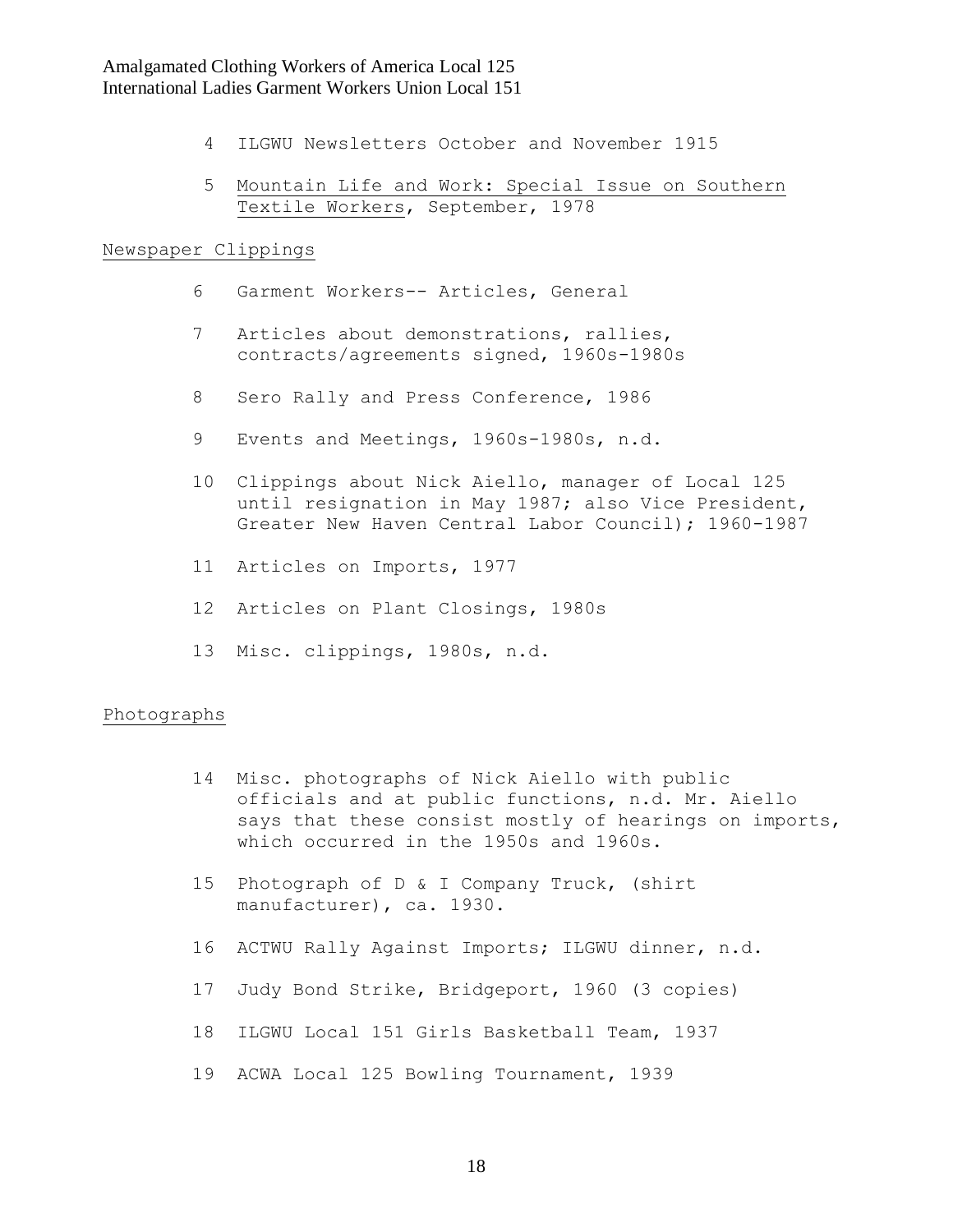Amalgamated Clothing Workers of America Local 125
International Ladies Garment Workers Union Local 151

4 ILGWU Newsletters October and November 1915

5 Mountain Life and Work: Special Issue on Southern Textile Workers, September, 1978

Newspaper Clippings

6 Garment Workers-- Articles, General

7 Articles about demonstrations, rallies, contracts/agreements signed, 1960s-1980s

8 Sero Rally and Press Conference, 1986

9 Events and Meetings, 1960s-1980s, n.d.

10 Clippings about Nick Aiello, manager of Local 125 until resignation in May 1987; also Vice President, Greater New Haven Central Labor Council); 1960-1987

11 Articles on Imports, 1977

12 Articles on Plant Closings, 1980s

13 Misc. clippings, 1980s, n.d.

Photographs

14 Misc. photographs of Nick Aiello with public officials and at public functions, n.d. Mr. Aiello says that these consist mostly of hearings on imports, which occurred in the 1950s and 1960s.

15 Photograph of D & I Company Truck, (shirt manufacturer), ca. 1930.

16 ACTWU Rally Against Imports; ILGWU dinner, n.d.

17 Judy Bond Strike, Bridgeport, 1960 (3 copies)

18 ILGWU Local 151 Girls Basketball Team, 1937

19 ACWA Local 125 Bowling Tournament, 1939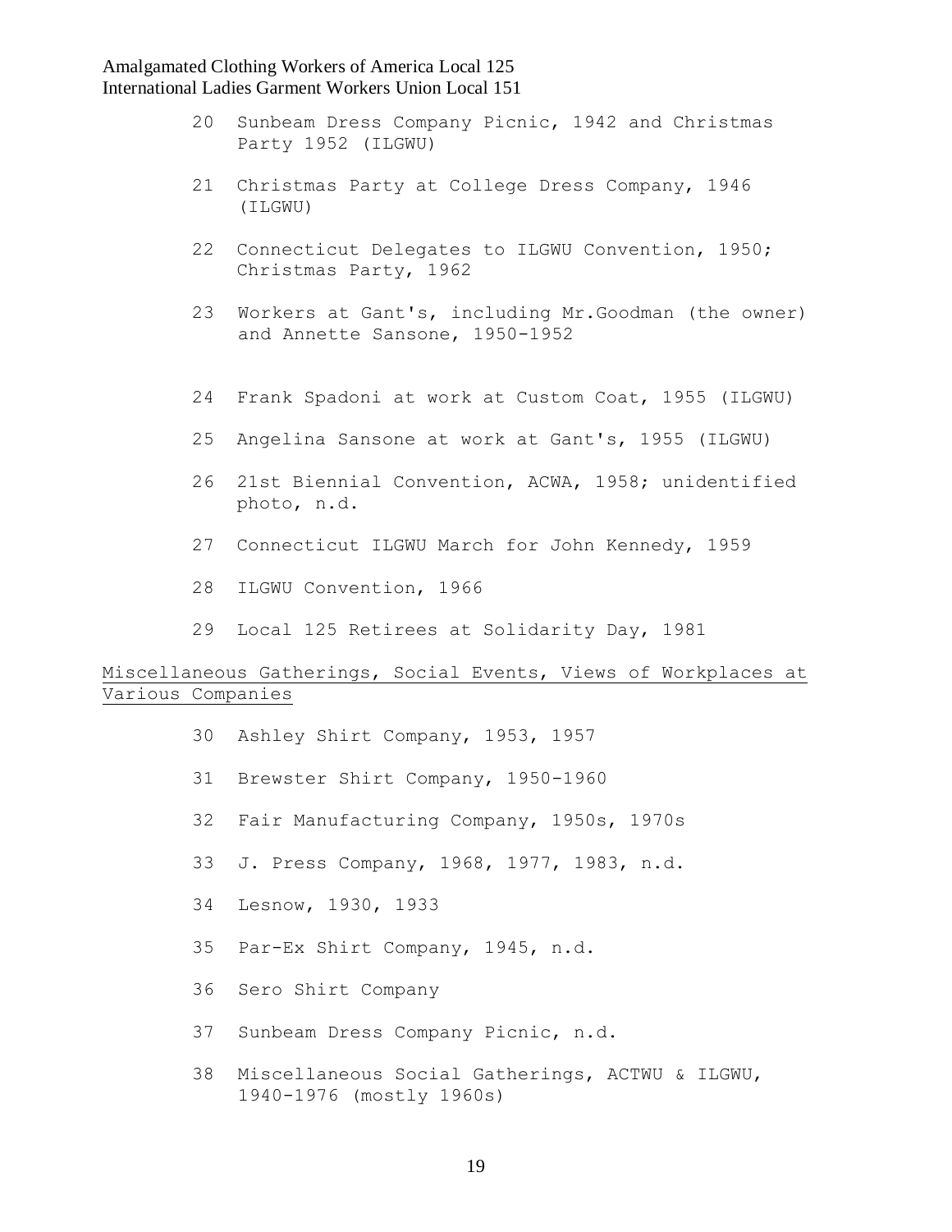20 Sunbeam Dress Company Picnic, 1942 and Christmas Party 1952 (ILGWU)

21 Christmas Party at College Dress Company, 1946 (ILGWU)

22 Connecticut Delegates to ILGWU Convention, 1950; Christmas Party, 1962

23 Workers at Gant's, including Mr.Goodman (the owner) and Annette Sansone, 1950-1952

24 Frank Spadoni at work at Custom Coat, 1955 (ILGWU)

25 Angelina Sansone at work at Gant's, 1955 (ILGWU)

26 21st Biennial Convention, ACWA, 1958; unidentified photo, n.d.

27 Connecticut ILGWU March for John Kennedy, 1959

28 ILGWU Convention, 1966

29 Local 125 Retirees at Solidarity Day, 1981

<u>Miscellaneous Gatherings, Social Events, Views of Workplaces at Various Companies</u>

30 Ashley Shirt Company, 1953, 1957

31 Brewster Shirt Company, 1950-1960

32 Fair Manufacturing Company, 1950s, 1970s

33 J. Press Company, 1968, 1977, 1983, n.d.

34 Lesnow, 1930, 1933

35 Par-Ex Shirt Company, 1945, n.d.

36 Sero Shirt Company

37 Sunbeam Dress Company Picnic, n.d.

38 Miscellaneous Social Gatherings, ACTWU & ILGWU, 1940-1976 (mostly 1960s)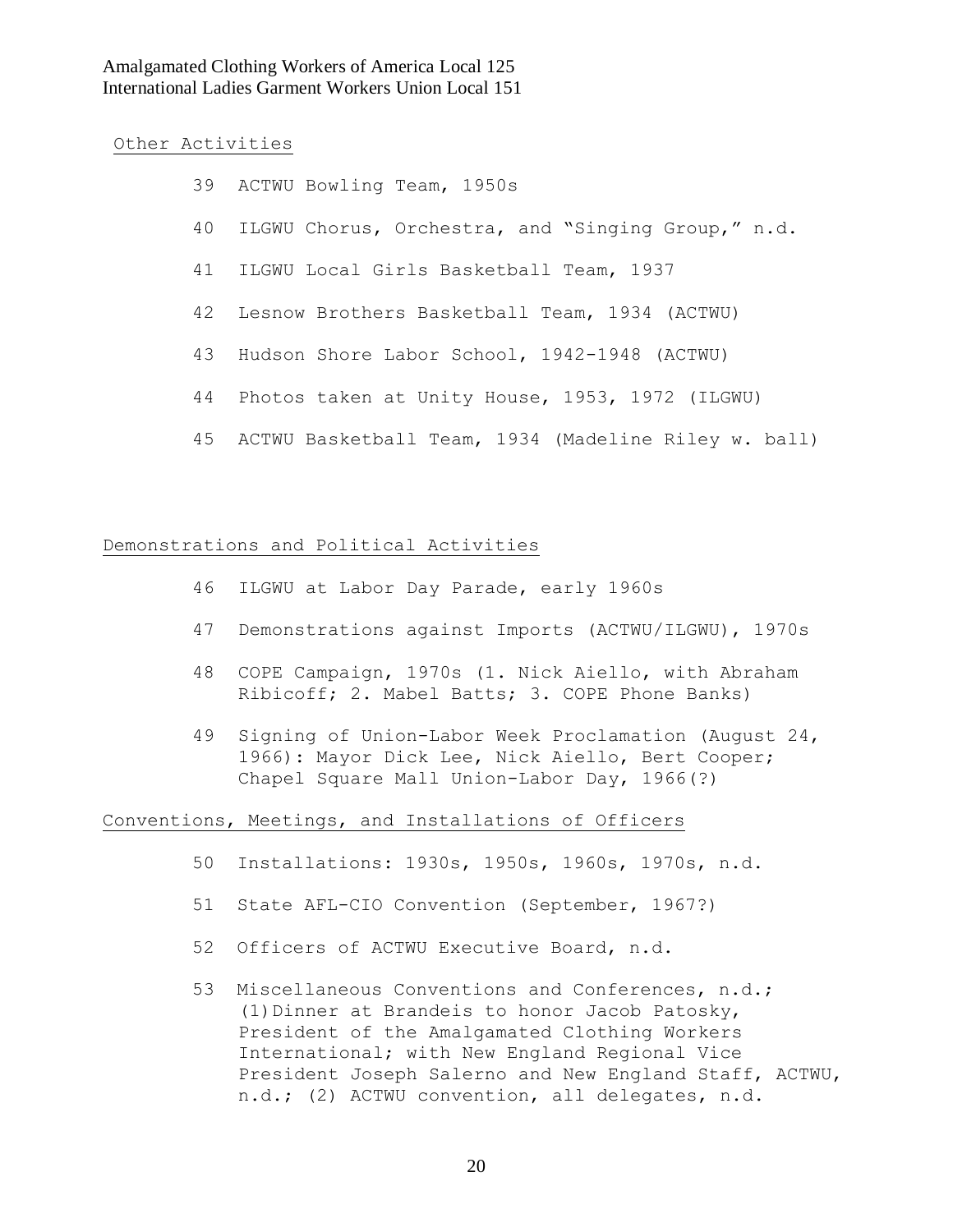Amalgamated Clothing Workers of America Local 125
International Ladies Garment Workers Union Local 151

Other Activities

39 ACTWU Bowling Team, 1950s

40 ILGWU Chorus, Orchestra, and "Singing Group," n.d.

41 ILGWU Local Girls Basketball Team, 1937

42 Lesnow Brothers Basketball Team, 1934 (ACTWU)

43 Hudson Shore Labor School, 1942-1948 (ACTWU)

44 Photos taken at Unity House, 1953, 1972 (ILGWU)

45 ACTWU Basketball Team, 1934 (Madeline Riley w. ball)

Demonstrations and Political Activities

46 ILGWU at Labor Day Parade, early 1960s

47 Demonstrations against Imports (ACTWU/ILGWU), 1970s

48 COPE Campaign, 1970s (1. Nick Aiello, with Abraham Ribicoff; 2. Mabel Batts; 3. COPE Phone Banks)

49 Signing of Union-Labor Week Proclamation (August 24, 1966): Mayor Dick Lee, Nick Aiello, Bert Cooper; Chapel Square Mall Union-Labor Day, 1966(?)

Conventions, Meetings, and Installations of Officers

50 Installations: 1930s, 1950s, 1960s, 1970s, n.d.

51 State AFL-CIO Convention (September, 1967?)

52 Officers of ACTWU Executive Board, n.d.

53 Miscellaneous Conventions and Conferences, n.d.; (1) Dinner at Brandeis to honor Jacob Patosky, President of the Amalgamated Clothing Workers International; with New England Regional Vice President Joseph Salerno and New England Staff, ACTWU, n.d.; (2) ACTWU convention, all delegates, n.d.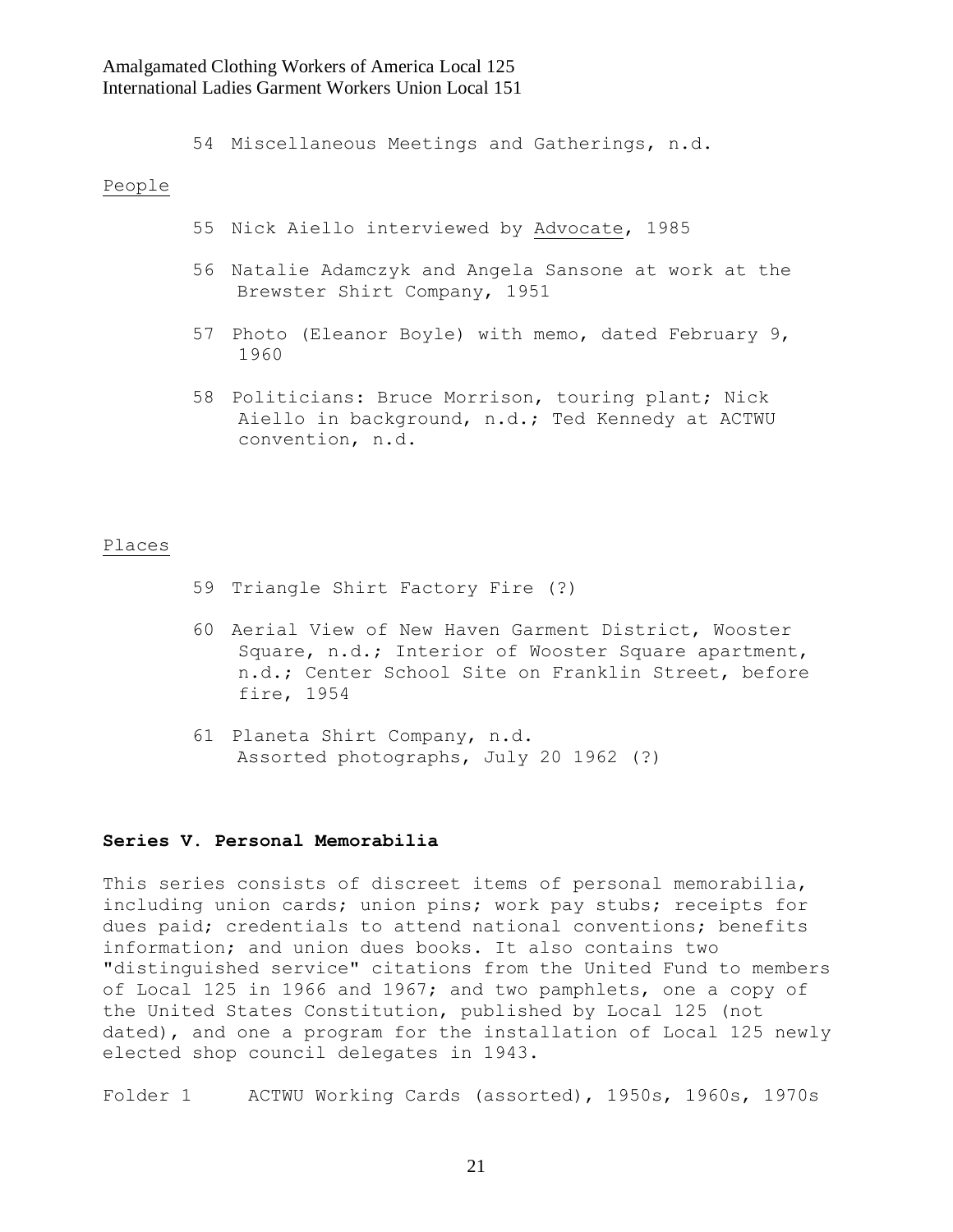54 Miscellaneous Meetings and Gatherings, n.d.

People

55 Nick Aiello interviewed by Advocate, 1985

56 Natalie Adamczyk and Angela Sansone at work at the Brewster Shirt Company, 1951

57 Photo (Eleanor Boyle) with memo, dated February 9, 1960

58 Politicians: Bruce Morrison, touring plant; Nick Aiello in background, n.d.; Ted Kennedy at ACTWU convention, n.d.

Places

59 Triangle Shirt Factory Fire (?)

60 Aerial View of New Haven Garment District, Wooster Square, n.d.; Interior of Wooster Square apartment, n.d.; Center School Site on Franklin Street, before fire, 1954

61 Planeta Shirt Company, n.d.
Assorted photographs, July 20 1962 (?)

**Series V. Personal Memorabilia**

This series consists of discreet items of personal memorabilia, including union cards; union pins; work pay stubs; receipts for dues paid; credentials to attend national conventions; benefits information; and union dues books. It also contains two "distinguished service" citations from the United Fund to members of Local 125 in 1966 and 1967; and two pamphlets, one a copy of the United States Constitution, published by Local 125 (not dated), and one a program for the installation of Local 125 newly elected shop council delegates in 1943.

Folder 1 ACTWU Working Cards (assorted), 1950s, 1960s, 1970s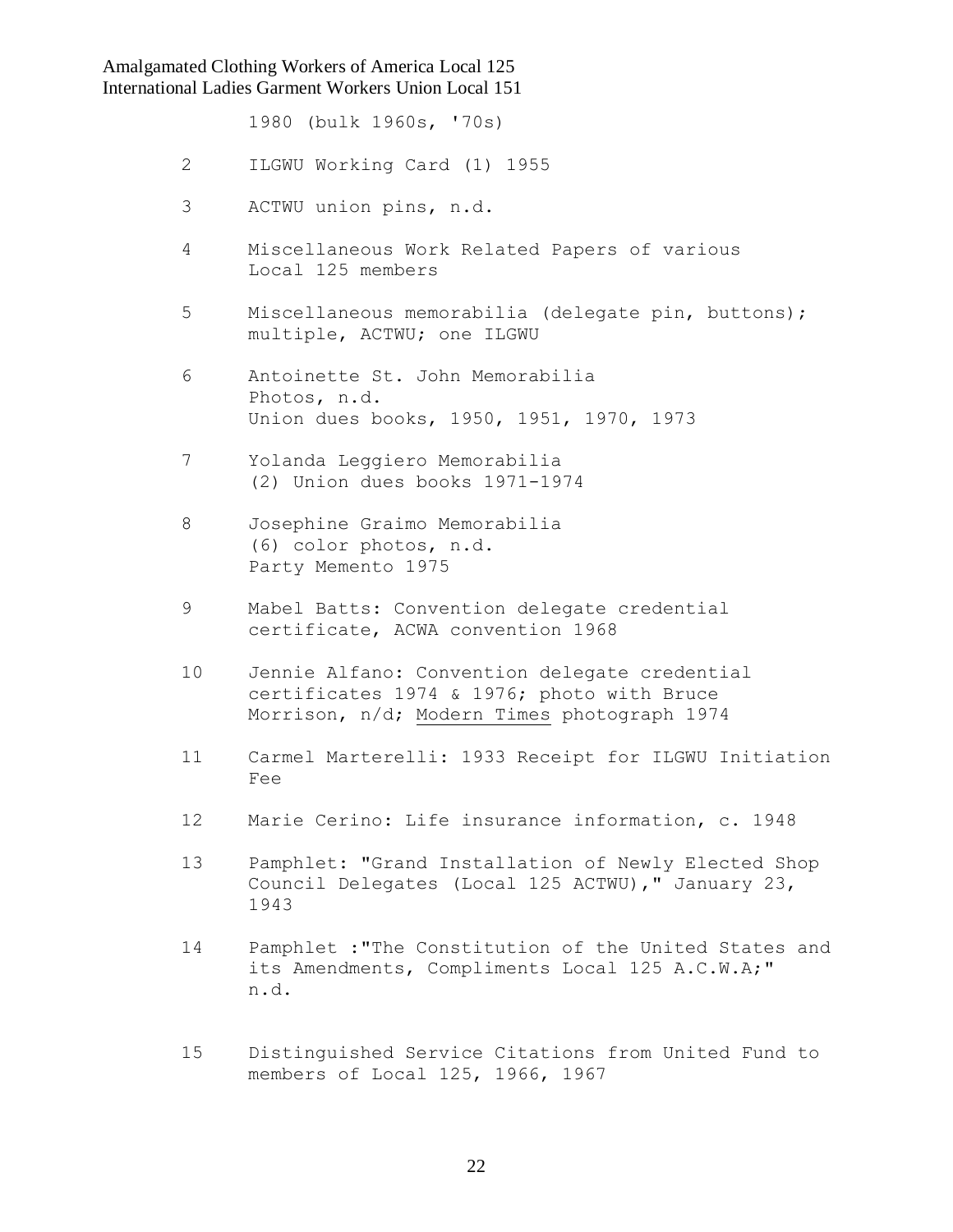1980 (bulk 1960s, '70s)

2 ILGWU Working Card (1) 1955

3 ACTWU union pins, n.d.

4 Miscellaneous Work Related Papers of various Local 125 members

5 Miscellaneous memorabilia (delegate pin, buttons); multiple, ACTWU; one ILGWU

6 Antoinette St. John Memorabilia
Photos, n.d.
Union dues books, 1950, 1951, 1970, 1973

7 Yolanda Leggiero Memorabilia
(2) Union dues books 1971-1974

8 Josephine Graimo Memorabilia
(6) color photos, n.d.
Party Memento 1975

9 Mabel Batts: Convention delegate credential certificate, ACWA convention 1968

10 Jennie Alfano: Convention delegate credential certificates 1974 & 1976; photo with Bruce Morrison, n/d; Modern Times photograph 1974

11 Carmel Marterelli: 1933 Receipt for ILGWU Initiation Fee

12 Marie Cerino: Life insurance information, c. 1948

13 Pamphlet: "Grand Installation of Newly Elected Shop Council Delegates (Local 125 ACTWU)," January 23, 1943

14 Pamphlet :"The Constitution of the United States and its Amendments, Compliments Local 125 A.C.W.A;" n.d.

15 Distinguished Service Citations from United Fund to members of Local 125, 1966, 1967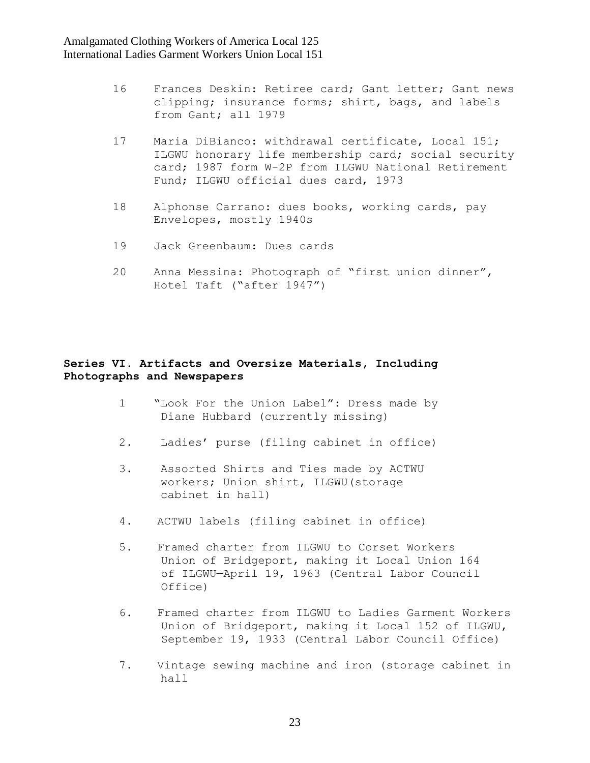16 Frances Deskin: Retiree card; Gant letter; Gant news clipping; insurance forms; shirt, bags, and labels from Gant; all 1979

17 Maria DiBianco: withdrawal certificate, Local 151; ILGWU honorary life membership card; social security card; 1987 form W-2P from ILGWU National Retirement Fund; ILGWU official dues card, 1973

18 Alphonse Carrano: dues books, working cards, pay Envelopes, mostly 1940s

19 Jack Greenbaum: Dues cards

20 Anna Messina: Photograph of "first union dinner", Hotel Taft ("after 1947")

**Series VI. Artifacts and Oversize Materials, Including Photographs and Newspapers**

1 "Look For the Union Label": Dress made by Diane Hubbard (currently missing)

2. Ladies' purse (filing cabinet in office)

3. Assorted Shirts and Ties made by ACTWU workers; Union shirt, ILGWU(storage cabinet in hall)

4. ACTWU labels (filing cabinet in office)

5. Framed charter from ILGWU to Corset Workers Union of Bridgeport, making it Local Union 164 of ILGWU—April 19, 1963 (Central Labor Council Office)

6. Framed charter from ILGWU to Ladies Garment Workers Union of Bridgeport, making it Local 152 of ILGWU, September 19, 1933 (Central Labor Council Office)

7. Vintage sewing machine and iron (storage cabinet in hall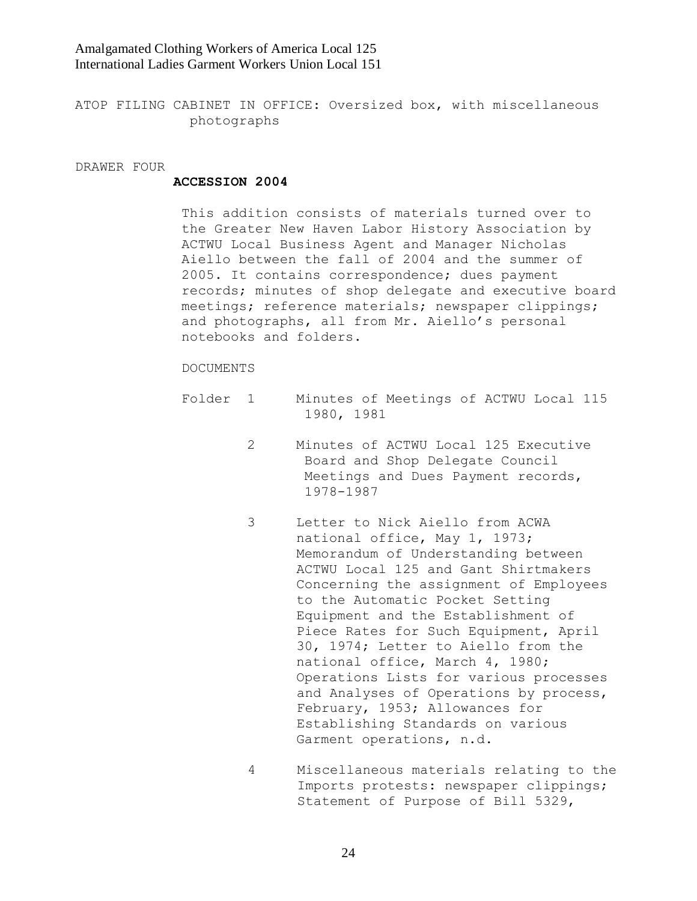ATOP FILING CABINET IN OFFICE: Oversized box, with miscellaneous photographs

DRAWER FOUR

**ACCESSION 2004**

This addition consists of materials turned over to the Greater New Haven Labor History Association by ACTWU Local Business Agent and Manager Nicholas Aiello between the fall of 2004 and the summer of 2005. It contains correspondence; dues payment records; minutes of shop delegate and executive board meetings; reference materials; newspaper clippings; and photographs, all from Mr. Aiello's personal notebooks and folders.

DOCUMENTS

Folder 1 Minutes of Meetings of ACTWU Local 115 1980, 1981

2 Minutes of ACTWU Local 125 Executive Board and Shop Delegate Council Meetings and Dues Payment records, 1978-1987

3 Letter to Nick Aiello from ACWA national office, May 1, 1973; Memorandum of Understanding between ACTWU Local 125 and Gant Shirtmakers Concerning the assignment of Employees to the Automatic Pocket Setting Equipment and the Establishment of Piece Rates for Such Equipment, April 30, 1974; Letter to Aiello from the national office, March 4, 1980; Operations Lists for various processes and Analyses of Operations by process, February, 1953; Allowances for Establishing Standards on various Garment operations, n.d.

4 Miscellaneous materials relating to the Imports protests: newspaper clippings; Statement of Purpose of Bill 5329,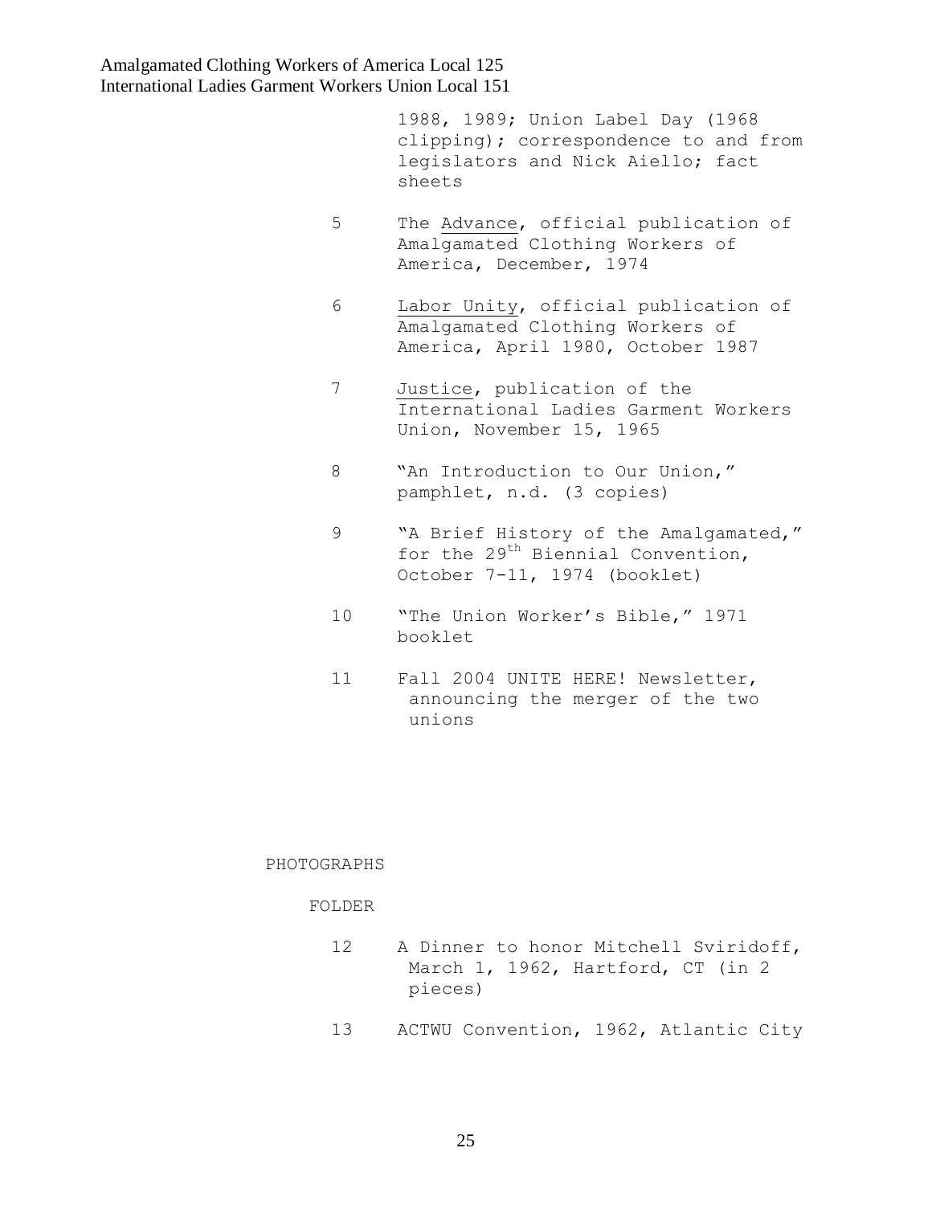1988, 1989; Union Label Day (1968 clipping); correspondence to and from legislators and Nick Aiello; fact sheets

5 The Advance, official publication of Amalgamated Clothing Workers of America, December, 1974

6 Labor Unity, official publication of Amalgamated Clothing Workers of America, April 1980, October 1987

7 Justice, publication of the International Ladies Garment Workers Union, November 15, 1965

8 "An Introduction to Our Union," pamphlet, n.d. (3 copies)

9 "A Brief History of the Amalgamated," for the 29th Biennial Convention, October 7-11, 1974 (booklet)

10 "The Union Worker's Bible," 1971 booklet

11 Fall 2004 UNITE HERE! Newsletter, announcing the merger of the two unions

PHOTOGRAPHS

FOLDER

12 A Dinner to honor Mitchell Sviridoff, March 1, 1962, Hartford, CT (in 2 pieces)

13 ACTWU Convention, 1962, Atlantic City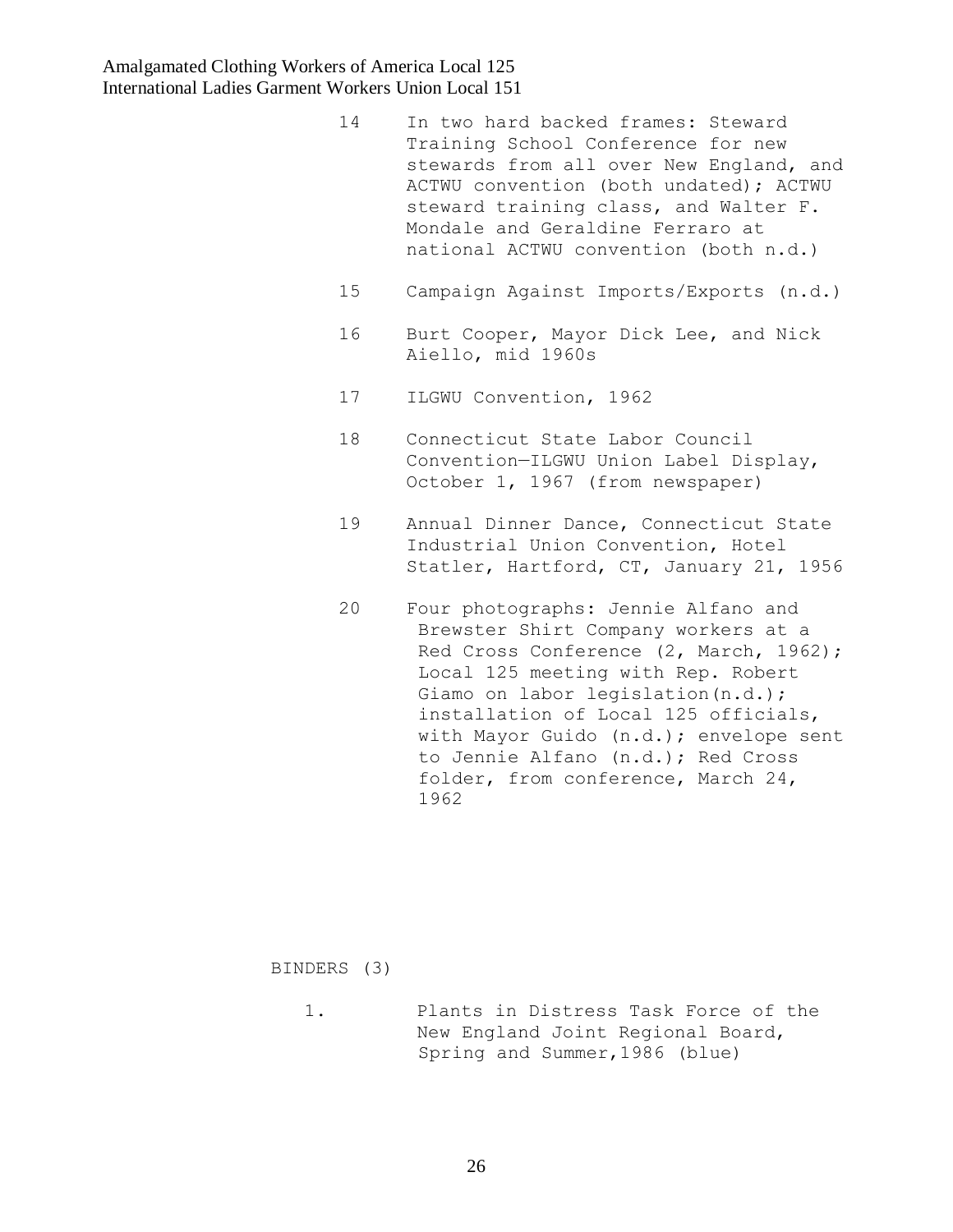14 In two hard backed frames: Steward Training School Conference for new stewards from all over New England, and ACTWU convention (both undated); ACTWU steward training class, and Walter F. Mondale and Geraldine Ferraro at national ACTWU convention (both n.d.)

15 Campaign Against Imports/Exports (n.d.)

16 Burt Cooper, Mayor Dick Lee, and Nick Aiello, mid 1960s

17 ILGWU Convention, 1962

18 Connecticut State Labor Council Convention—ILGWU Union Label Display, October 1, 1967 (from newspaper)

19 Annual Dinner Dance, Connecticut State Industrial Union Convention, Hotel Statler, Hartford, CT, January 21, 1956

20 Four photographs: Jennie Alfano and Brewster Shirt Company workers at a Red Cross Conference (2, March, 1962); Local 125 meeting with Rep. Robert Giamo on labor legislation(n.d.); installation of Local 125 officials, with Mayor Guido (n.d.); envelope sent to Jennie Alfano (n.d.); Red Cross folder, from conference, March 24, 1962

BINDERS (3)

1. Plants in Distress Task Force of the New England Joint Regional Board, Spring and Summer,1986 (blue)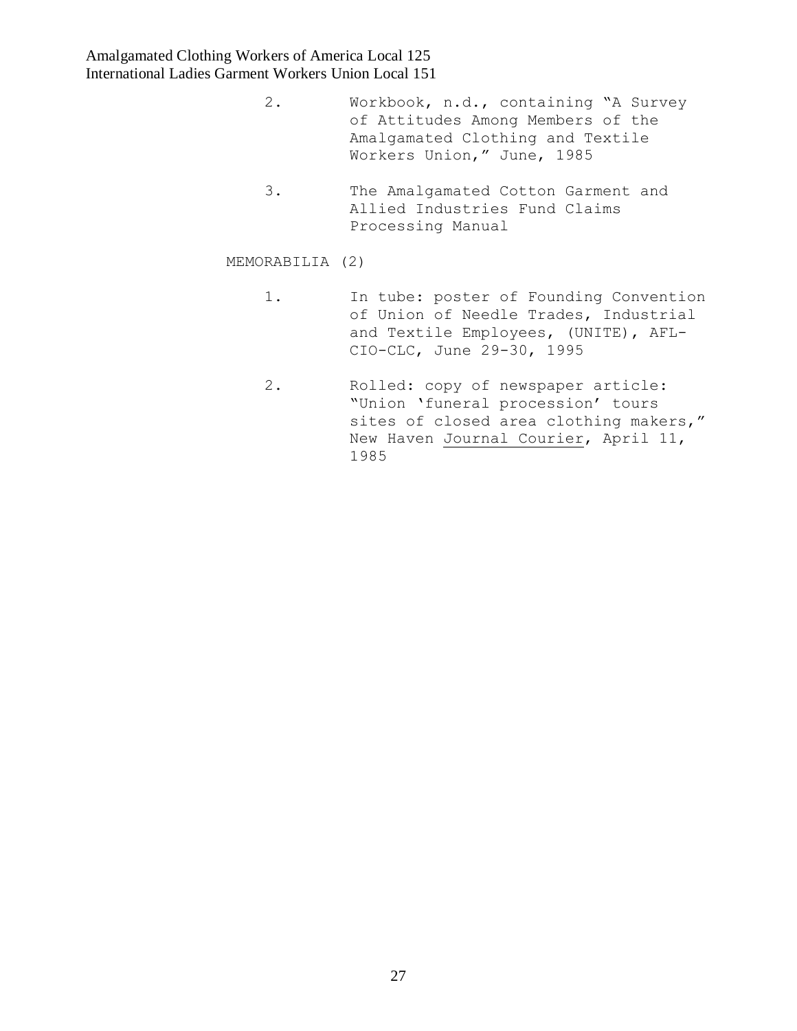2. Workbook, n.d., containing "A Survey of Attitudes Among Members of the Amalgamated Clothing and Textile Workers Union," June, 1985

3. The Amalgamated Cotton Garment and Allied Industries Fund Claims Processing Manual

MEMORABILIA (2)

1. In tube: poster of Founding Convention of Union of Needle Trades, Industrial and Textile Employees, (UNITE), AFL-CIO-CLC, June 29-30, 1995

2. Rolled: copy of newspaper article: "Union 'funeral procession' tours sites of closed area clothing makers," New Haven Journal Courier, April 11, 1985